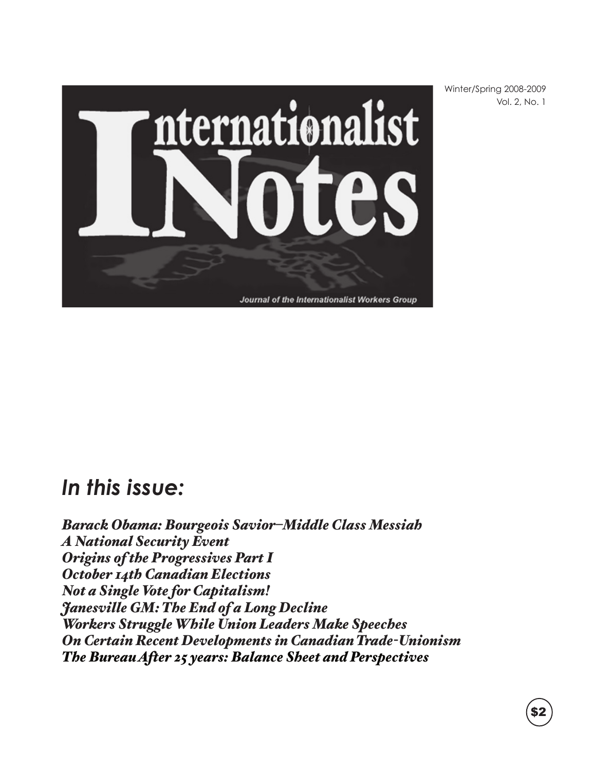Winter/Spring 2008-2009
Vol. 2, No. 1

# Internationalist Notes

Journal of the Internationalist Workers Group

## *In this issue:*

***Barack Obama: Bourgeois Savior–Middle Class Messiah***
***A National Security Event***
***Origins of the Progressives Part I***
***October 14th Canadian Elections***
***Not a Single Vote for Capitalism!***
***Janesville GM: The End of a Long Decline***
***Workers Struggle While Union Leaders Make Speeches***
***On Certain Recent Developments in Canadian Trade-Unionism***
***The Bureau After 25 years: Balance Sheet and Perspectives***

$2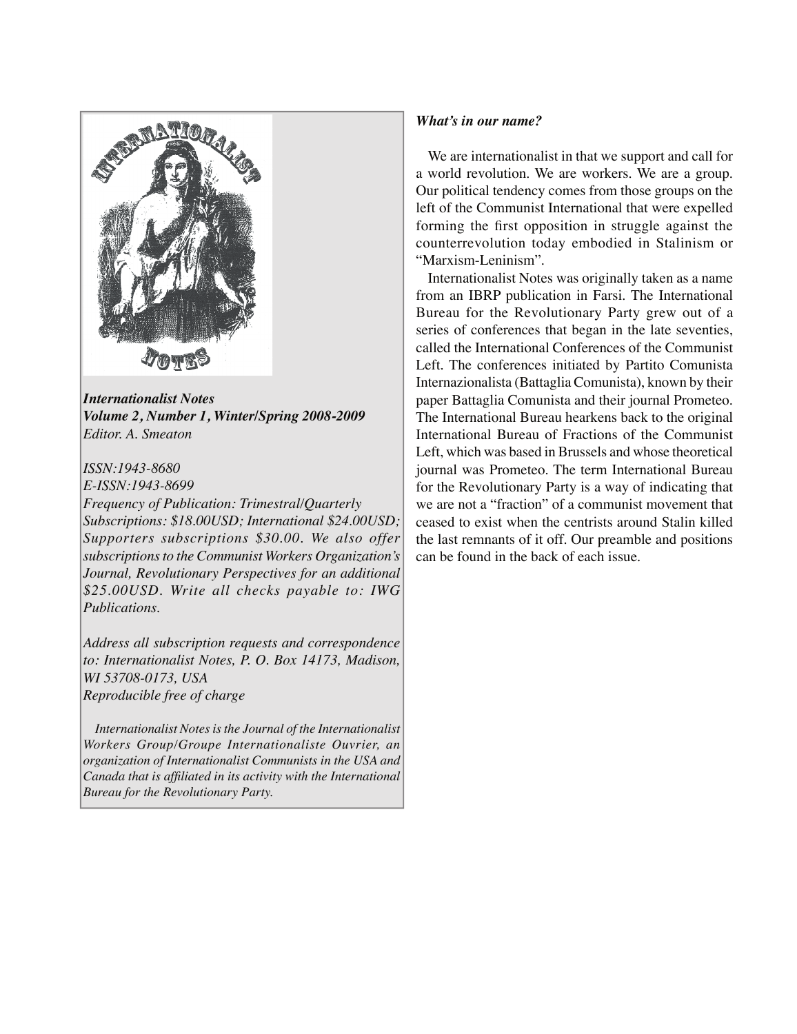*Internationalist Notes*
***Volume 2, Number 1, Winter/Spring 2008-2009***
*Editor. A. Smeaton*

*ISSN:1943-8680*
*E-ISSN:1943-8699*
*Frequency of Publication: Trimestral/Quarterly*
*Subscriptions: $18.00USD; International $24.00USD; Supporters subscriptions $30.00. We also offer subscriptions to the Communist Workers Organization's Journal, Revolutionary Perspectives for an additional $25.00USD. Write all checks payable to: IWG Publications.*

*Address all subscription requests and correspondence to: Internationalist Notes, P. O. Box 14173, Madison, WI 53708-0173, USA*
*Reproducible free of charge*

*Internationalist Notes is the Journal of the Internationalist Workers Group/Groupe Internationaliste Ouvrier, an organization of Internationalist Communists in the USA and Canada that is affiliated in its activity with the International Bureau for the Revolutionary Party.*

***What's in our name?***

We are internationalist in that we support and call for a world revolution. We are workers. We are a group. Our political tendency comes from those groups on the left of the Communist International that were expelled forming the first opposition in struggle against the counterrevolution today embodied in Stalinism or "Marxism-Leninism".

Internationalist Notes was originally taken as a name from an IBRP publication in Farsi. The International Bureau for the Revolutionary Party grew out of a series of conferences that began in the late seventies, called the International Conferences of the Communist Left. The conferences initiated by Partito Comunista Internazionalista (Battaglia Comunista), known by their paper Battaglia Comunista and their journal Prometeo. The International Bureau hearkens back to the original International Bureau of Fractions of the Communist Left, which was based in Brussels and whose theoretical journal was Prometeo. The term International Bureau for the Revolutionary Party is a way of indicating that we are not a "fraction" of a communist movement that ceased to exist when the centrists around Stalin killed the last remnants of it off. Our preamble and positions can be found in the back of each issue.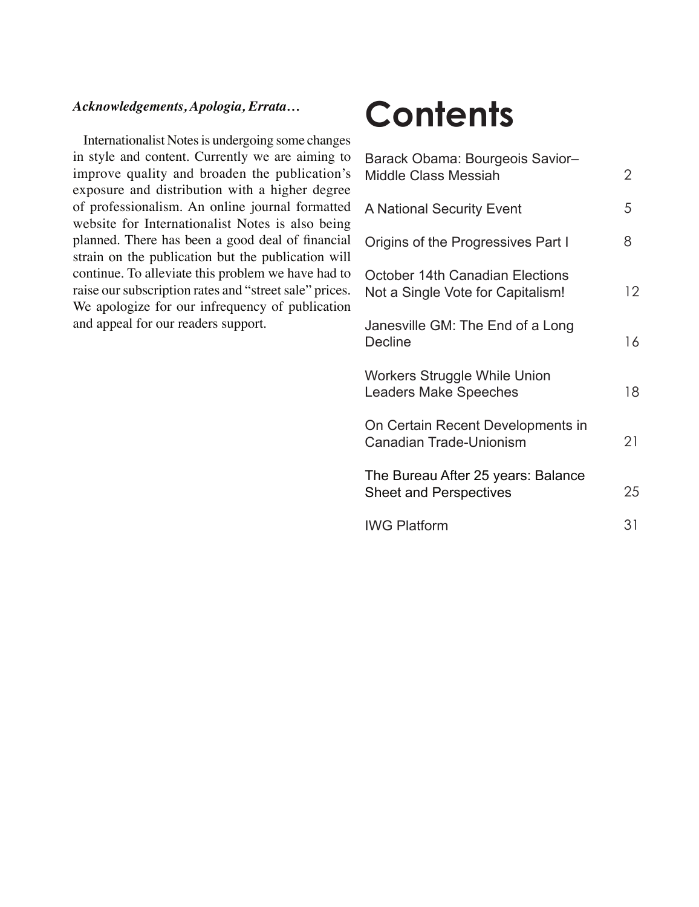***Acknowledgements, Apologia, Errata…***

Internationalist Notes is undergoing some changes in style and content. Currently we are aiming to improve quality and broaden the publication's exposure and distribution with a higher degree of professionalism. An online journal formatted website for Internationalist Notes is also being planned. There has been a good deal of financial strain on the publication but the publication will continue. To alleviate this problem we have had to raise our subscription rates and "street sale" prices. We apologize for our infrequency of publication and appeal for our readers support.

# Contents

| | |
|---|---|
| Barack Obama: Bourgeois Savior–Middle Class Messiah | 2 |
| A National Security Event | 5 |
| Origins of the Progressives Part I | 8 |
| October 14th Canadian Elections Not a Single Vote for Capitalism! | 12 |
| Janesville GM: The End of a Long Decline | 16 |
| Workers Struggle While Union Leaders Make Speeches | 18 |
| On Certain Recent Developments in Canadian Trade-Unionism | 21 |
| The Bureau After 25 years: Balance Sheet and Perspectives | 25 |
| IWG Platform | 31 |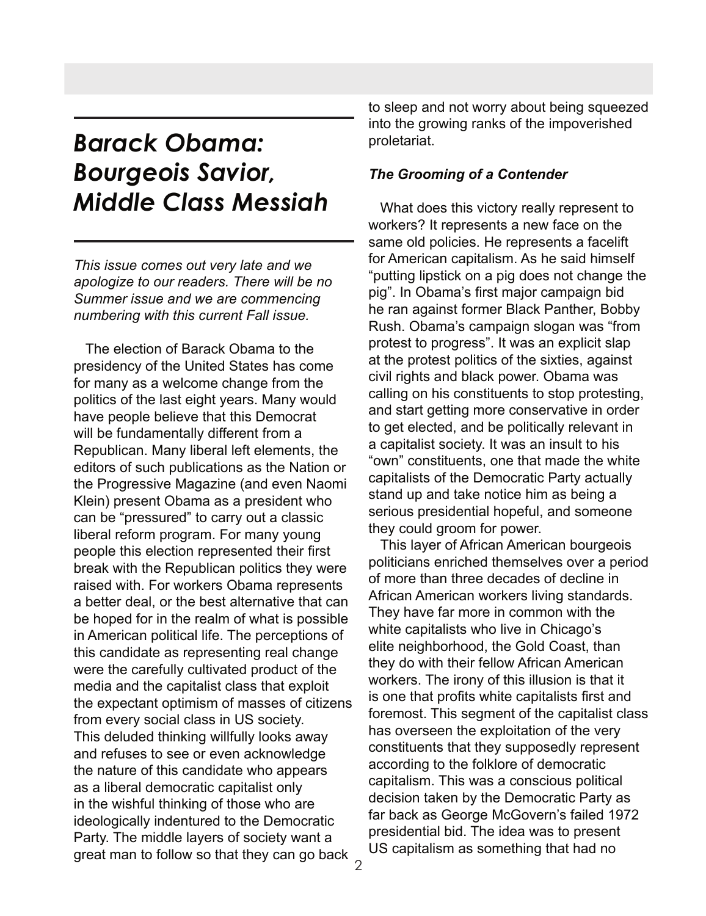# *Barack Obama: Bourgeois Savior, Middle Class Messiah*

*This issue comes out very late and we apologize to our readers. There will be no Summer issue and we are commencing numbering with this current Fall issue.*

The election of Barack Obama to the presidency of the United States has come for many as a welcome change from the politics of the last eight years. Many would have people believe that this Democrat will be fundamentally different from a Republican. Many liberal left elements, the editors of such publications as the Nation or the Progressive Magazine (and even Naomi Klein) present Obama as a president who can be "pressured" to carry out a classic liberal reform program. For many young people this election represented their first break with the Republican politics they were raised with. For workers Obama represents a better deal, or the best alternative that can be hoped for in the realm of what is possible in American political life. The perceptions of this candidate as representing real change were the carefully cultivated product of the media and the capitalist class that exploit the expectant optimism of masses of citizens from every social class in US society. This deluded thinking willfully looks away and refuses to see or even acknowledge the nature of this candidate who appears as a liberal democratic capitalist only in the wishful thinking of those who are ideologically indentured to the Democratic Party. The middle layers of society want a great man to follow so that they can go back to sleep and not worry about being squeezed into the growing ranks of the impoverished proletariat.

### *The Grooming of a Contender*

What does this victory really represent to workers? It represents a new face on the same old policies. He represents a facelift for American capitalism. As he said himself "putting lipstick on a pig does not change the pig". In Obama's first major campaign bid he ran against former Black Panther, Bobby Rush. Obama's campaign slogan was "from protest to progress". It was an explicit slap at the protest politics of the sixties, against civil rights and black power. Obama was calling on his constituents to stop protesting, and start getting more conservative in order to get elected, and be politically relevant in a capitalist society. It was an insult to his "own" constituents, one that made the white capitalists of the Democratic Party actually stand up and take notice him as being a serious presidential hopeful, and someone they could groom for power.

This layer of African American bourgeois politicians enriched themselves over a period of more than three decades of decline in African American workers living standards. They have far more in common with the white capitalists who live in Chicago's elite neighborhood, the Gold Coast, than they do with their fellow African American workers. The irony of this illusion is that it is one that profits white capitalists first and foremost. This segment of the capitalist class has overseen the exploitation of the very constituents that they supposedly represent according to the folklore of democratic capitalism. This was a conscious political decision taken by the Democratic Party as far back as George McGovern's failed 1972 presidential bid. The idea was to present US capitalism as something that had no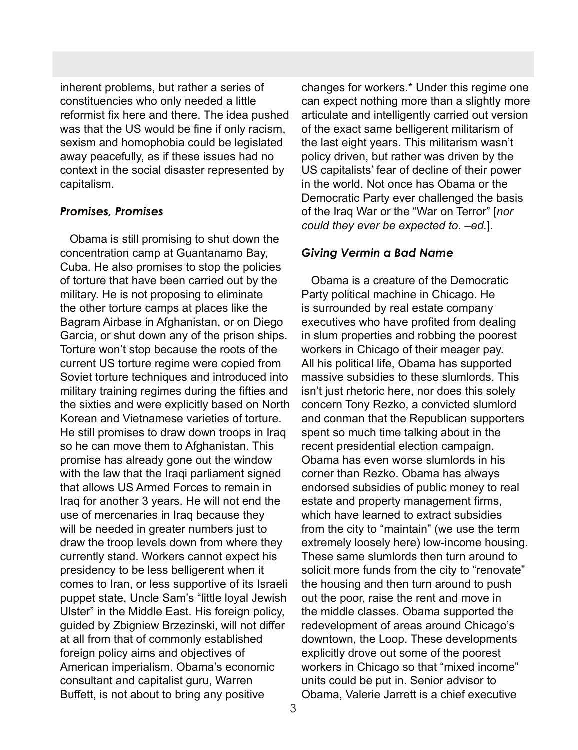inherent problems, but rather a series of constituencies who only needed a little reformist fix here and there. The idea pushed was that the US would be fine if only racism, sexism and homophobia could be legislated away peacefully, as if these issues had no context in the social disaster represented by capitalism.

### *Promises, Promises*

Obama is still promising to shut down the concentration camp at Guantanamo Bay, Cuba. He also promises to stop the policies of torture that have been carried out by the military. He is not proposing to eliminate the other torture camps at places like the Bagram Airbase in Afghanistan, or on Diego Garcia, or shut down any of the prison ships. Torture won't stop because the roots of the current US torture regime were copied from Soviet torture techniques and introduced into military training regimes during the fifties and the sixties and were explicitly based on North Korean and Vietnamese varieties of torture. He still promises to draw down troops in Iraq so he can move them to Afghanistan. This promise has already gone out the window with the law that the Iraqi parliament signed that allows US Armed Forces to remain in Iraq for another 3 years. He will not end the use of mercenaries in Iraq because they will be needed in greater numbers just to draw the troop levels down from where they currently stand. Workers cannot expect his presidency to be less belligerent when it comes to Iran, or less supportive of its Israeli puppet state, Uncle Sam's "little loyal Jewish Ulster" in the Middle East. His foreign policy, guided by Zbigniew Brzezinski, will not differ at all from that of commonly established foreign policy aims and objectives of American imperialism. Obama's economic consultant and capitalist guru, Warren Buffett, is not about to bring any positive changes for workers.* Under this regime one can expect nothing more than a slightly more articulate and intelligently carried out version of the exact same belligerent militarism of the last eight years. This militarism wasn't policy driven, but rather was driven by the US capitalists' fear of decline of their power in the world. Not once has Obama or the Democratic Party ever challenged the basis of the Iraq War or the "War on Terror" [*nor could they ever be expected to. –ed.*].

### *Giving Vermin a Bad Name*

Obama is a creature of the Democratic Party political machine in Chicago. He is surrounded by real estate company executives who have profited from dealing in slum properties and robbing the poorest workers in Chicago of their meager pay. All his political life, Obama has supported massive subsidies to these slumlords. This isn't just rhetoric here, nor does this solely concern Tony Rezko, a convicted slumlord and conman that the Republican supporters spent so much time talking about in the recent presidential election campaign. Obama has even worse slumlords in his corner than Rezko. Obama has always endorsed subsidies of public money to real estate and property management firms, which have learned to extract subsidies from the city to "maintain" (we use the term extremely loosely here) low-income housing. These same slumlords then turn around to solicit more funds from the city to "renovate" the housing and then turn around to push out the poor, raise the rent and move in the middle classes. Obama supported the redevelopment of areas around Chicago's downtown, the Loop. These developments explicitly drove out some of the poorest workers in Chicago so that "mixed income" units could be put in. Senior advisor to Obama, Valerie Jarrett is a chief executive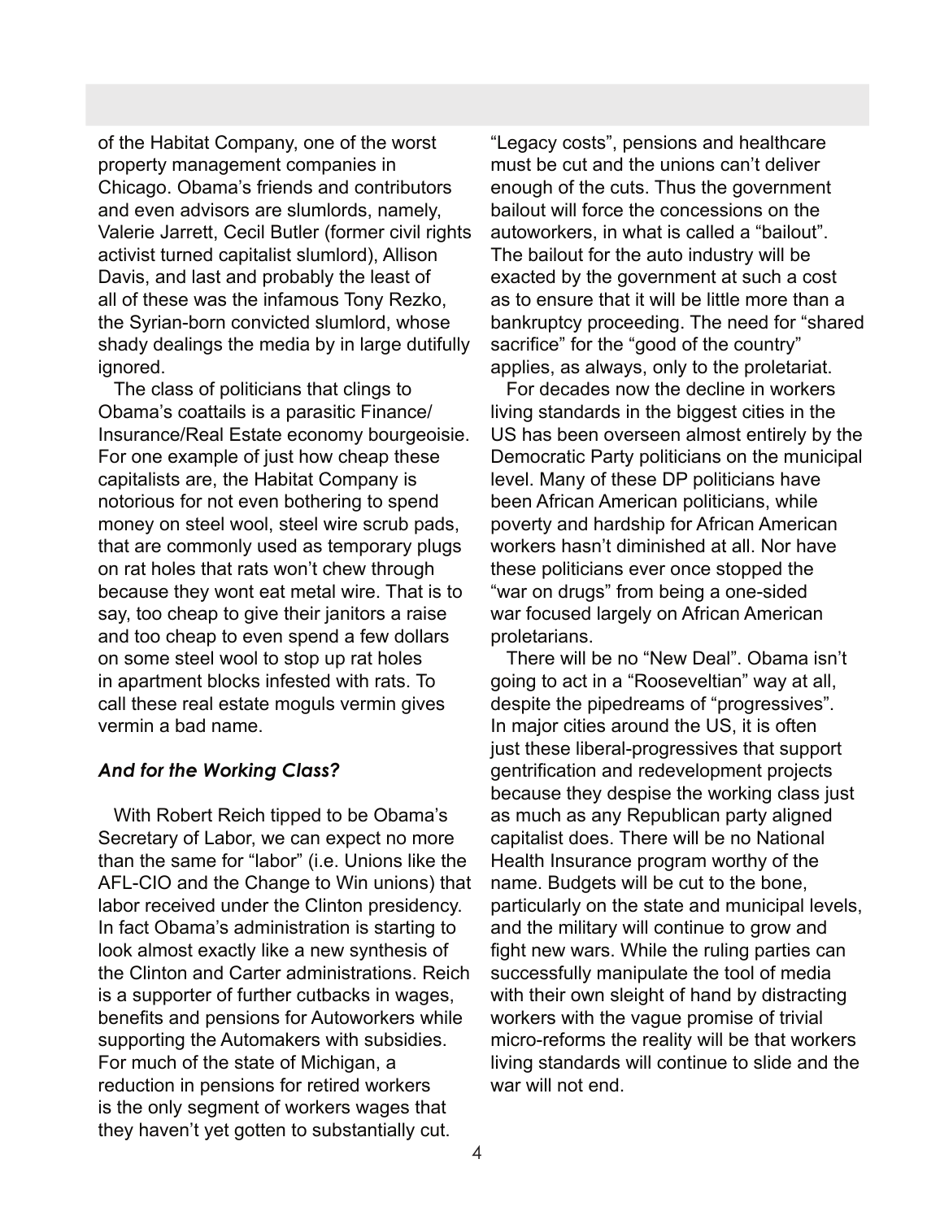of the Habitat Company, one of the worst property management companies in Chicago. Obama's friends and contributors and even advisors are slumlords, namely, Valerie Jarrett, Cecil Butler (former civil rights activist turned capitalist slumlord), Allison Davis, and last and probably the least of all of these was the infamous Tony Rezko, the Syrian-born convicted slumlord, whose shady dealings the media by in large dutifully ignored.

The class of politicians that clings to Obama's coattails is a parasitic Finance/Insurance/Real Estate economy bourgeoisie. For one example of just how cheap these capitalists are, the Habitat Company is notorious for not even bothering to spend money on steel wool, steel wire scrub pads, that are commonly used as temporary plugs on rat holes that rats won't chew through because they wont eat metal wire. That is to say, too cheap to give their janitors a raise and too cheap to even spend a few dollars on some steel wool to stop up rat holes in apartment blocks infested with rats. To call these real estate moguls vermin gives vermin a bad name.

### *And for the Working Class?*

With Robert Reich tipped to be Obama's Secretary of Labor, we can expect no more than the same for "labor" (i.e. Unions like the AFL-CIO and the Change to Win unions) that labor received under the Clinton presidency. In fact Obama's administration is starting to look almost exactly like a new synthesis of the Clinton and Carter administrations. Reich is a supporter of further cutbacks in wages, benefits and pensions for Autoworkers while supporting the Automakers with subsidies. For much of the state of Michigan, a reduction in pensions for retired workers is the only segment of workers wages that they haven't yet gotten to substantially cut. "Legacy costs", pensions and healthcare must be cut and the unions can't deliver enough of the cuts. Thus the government bailout will force the concessions on the autoworkers, in what is called a "bailout". The bailout for the auto industry will be exacted by the government at such a cost as to ensure that it will be little more than a bankruptcy proceeding. The need for "shared sacrifice" for the "good of the country" applies, as always, only to the proletariat.

For decades now the decline in workers living standards in the biggest cities in the US has been overseen almost entirely by the Democratic Party politicians on the municipal level. Many of these DP politicians have been African American politicians, while poverty and hardship for African American workers hasn't diminished at all. Nor have these politicians ever once stopped the "war on drugs" from being a one-sided war focused largely on African American proletarians.

There will be no "New Deal". Obama isn't going to act in a "Rooseveltian" way at all, despite the pipedreams of "progressives". In major cities around the US, it is often just these liberal-progressives that support gentrification and redevelopment projects because they despise the working class just as much as any Republican party aligned capitalist does. There will be no National Health Insurance program worthy of the name. Budgets will be cut to the bone, particularly on the state and municipal levels, and the military will continue to grow and fight new wars. While the ruling parties can successfully manipulate the tool of media with their own sleight of hand by distracting workers with the vague promise of trivial micro-reforms the reality will be that workers living standards will continue to slide and the war will not end.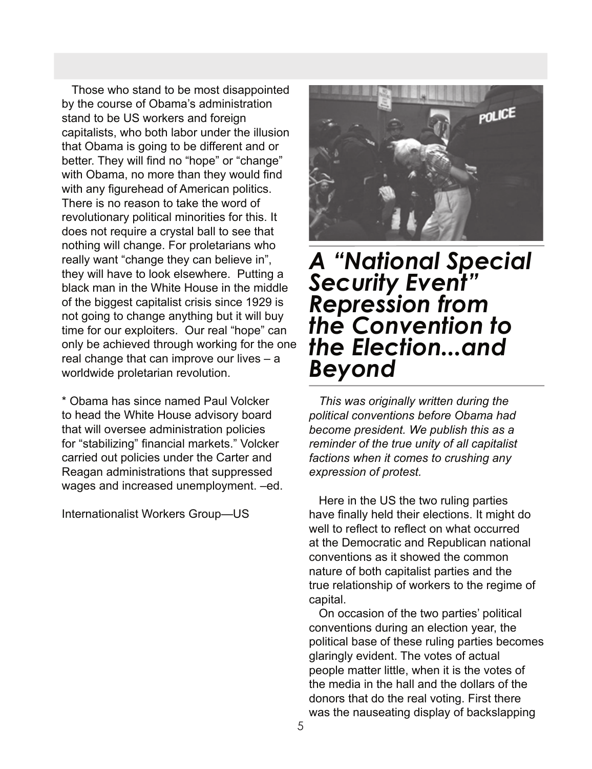Those who stand to be most disappointed by the course of Obama's administration stand to be US workers and foreign capitalists, who both labor under the illusion that Obama is going to be different and or better. They will find no "hope" or "change" with Obama, no more than they would find with any figurehead of American politics. There is no reason to take the word of revolutionary political minorities for this. It does not require a crystal ball to see that nothing will change. For proletarians who really want "change they can believe in", they will have to look elsewhere. Putting a black man in the White House in the middle of the biggest capitalist crisis since 1929 is not going to change anything but it will buy time for our exploiters. Our real "hope" can only be achieved through working for the one real change that can improve our lives – a worldwide proletarian revolution.

* Obama has since named Paul Volcker to head the White House advisory board that will oversee administration policies for "stabilizing" financial markets." Volcker carried out policies under the Carter and Reagan administrations that suppressed wages and increased unemployment. –ed.

Internationalist Workers Group—US

# A "National Special Security Event" Repression from the Convention to the Election...and Beyond

*This was originally written during the political conventions before Obama had become president. We publish this as a reminder of the true unity of all capitalist factions when it comes to crushing any expression of protest.*

Here in the US the two ruling parties have finally held their elections. It might do well to reflect to reflect on what occurred at the Democratic and Republican national conventions as it showed the common nature of both capitalist parties and the true relationship of workers to the regime of capital.

On occasion of the two parties' political conventions during an election year, the political base of these ruling parties becomes glaringly evident. The votes of actual people matter little, when it is the votes of the media in the hall and the dollars of the donors that do the real voting. First there was the nauseating display of backslapping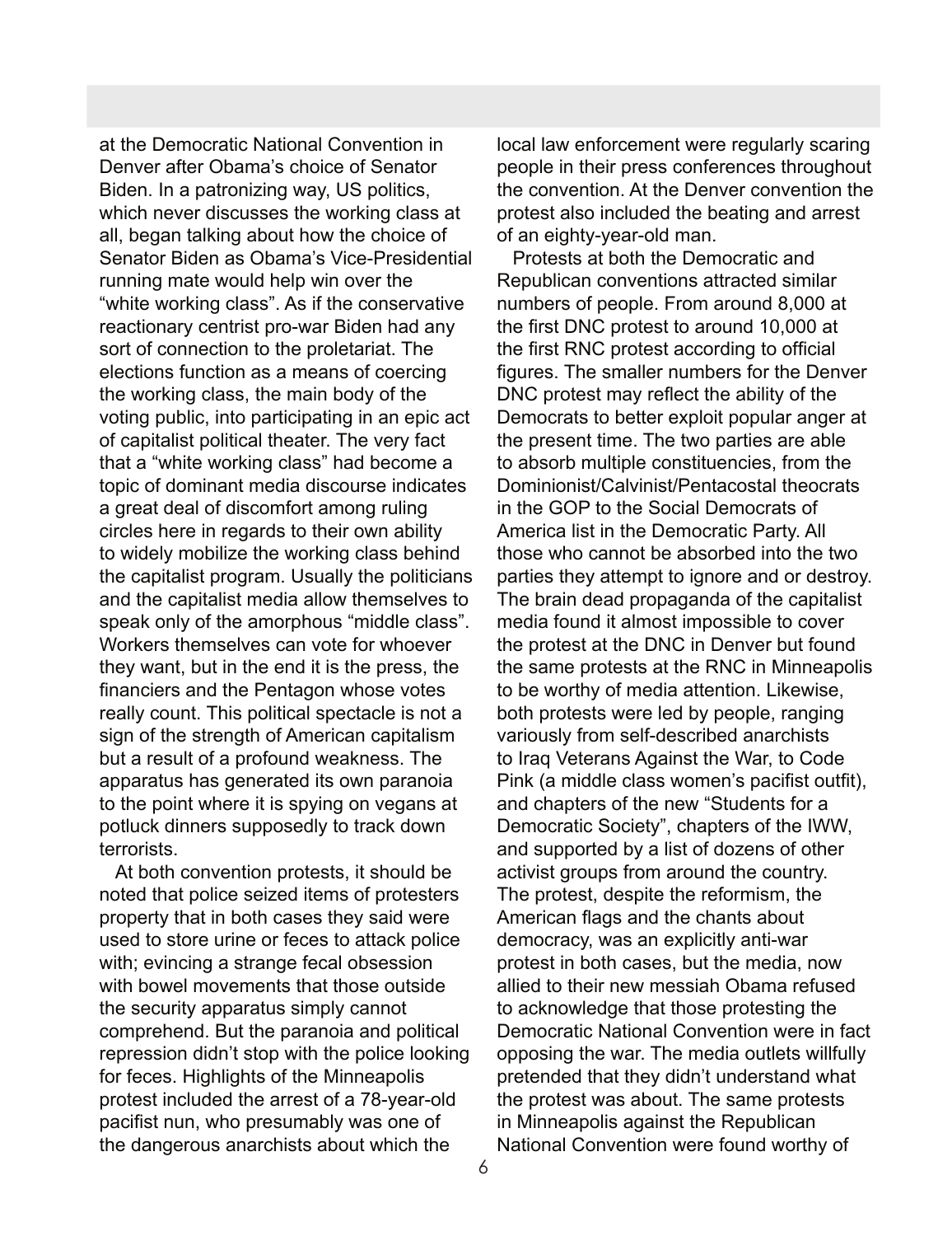at the Democratic National Convention in Denver after Obama's choice of Senator Biden. In a patronizing way, US politics, which never discusses the working class at all, began talking about how the choice of Senator Biden as Obama's Vice-Presidential running mate would help win over the "white working class". As if the conservative reactionary centrist pro-war Biden had any sort of connection to the proletariat. The elections function as a means of coercing the working class, the main body of the voting public, into participating in an epic act of capitalist political theater. The very fact that a "white working class" had become a topic of dominant media discourse indicates a great deal of discomfort among ruling circles here in regards to their own ability to widely mobilize the working class behind the capitalist program. Usually the politicians and the capitalist media allow themselves to speak only of the amorphous "middle class". Workers themselves can vote for whoever they want, but in the end it is the press, the financiers and the Pentagon whose votes really count. This political spectacle is not a sign of the strength of American capitalism but a result of a profound weakness. The apparatus has generated its own paranoia to the point where it is spying on vegans at potluck dinners supposedly to track down terrorists.

At both convention protests, it should be noted that police seized items of protesters property that in both cases they said were used to store urine or feces to attack police with; evincing a strange fecal obsession with bowel movements that those outside the security apparatus simply cannot comprehend. But the paranoia and political repression didn't stop with the police looking for feces. Highlights of the Minneapolis protest included the arrest of a 78-year-old pacifist nun, who presumably was one of the dangerous anarchists about which the local law enforcement were regularly scaring people in their press conferences throughout the convention. At the Denver convention the protest also included the beating and arrest of an eighty-year-old man.

Protests at both the Democratic and Republican conventions attracted similar numbers of people. From around 8,000 at the first DNC protest to around 10,000 at the first RNC protest according to official figures. The smaller numbers for the Denver DNC protest may reflect the ability of the Democrats to better exploit popular anger at the present time. The two parties are able to absorb multiple constituencies, from the Dominionist/Calvinist/Pentacostal theocrats in the GOP to the Social Democrats of America list in the Democratic Party. All those who cannot be absorbed into the two parties they attempt to ignore and or destroy. The brain dead propaganda of the capitalist media found it almost impossible to cover the protest at the DNC in Denver but found the same protests at the RNC in Minneapolis to be worthy of media attention. Likewise, both protests were led by people, ranging variously from self-described anarchists to Iraq Veterans Against the War, to Code Pink (a middle class women's pacifist outfit), and chapters of the new "Students for a Democratic Society", chapters of the IWW, and supported by a list of dozens of other activist groups from around the country. The protest, despite the reformism, the American flags and the chants about democracy, was an explicitly anti-war protest in both cases, but the media, now allied to their new messiah Obama refused to acknowledge that those protesting the Democratic National Convention were in fact opposing the war. The media outlets willfully pretended that they didn't understand what the protest was about. The same protests in Minneapolis against the Republican National Convention were found worthy of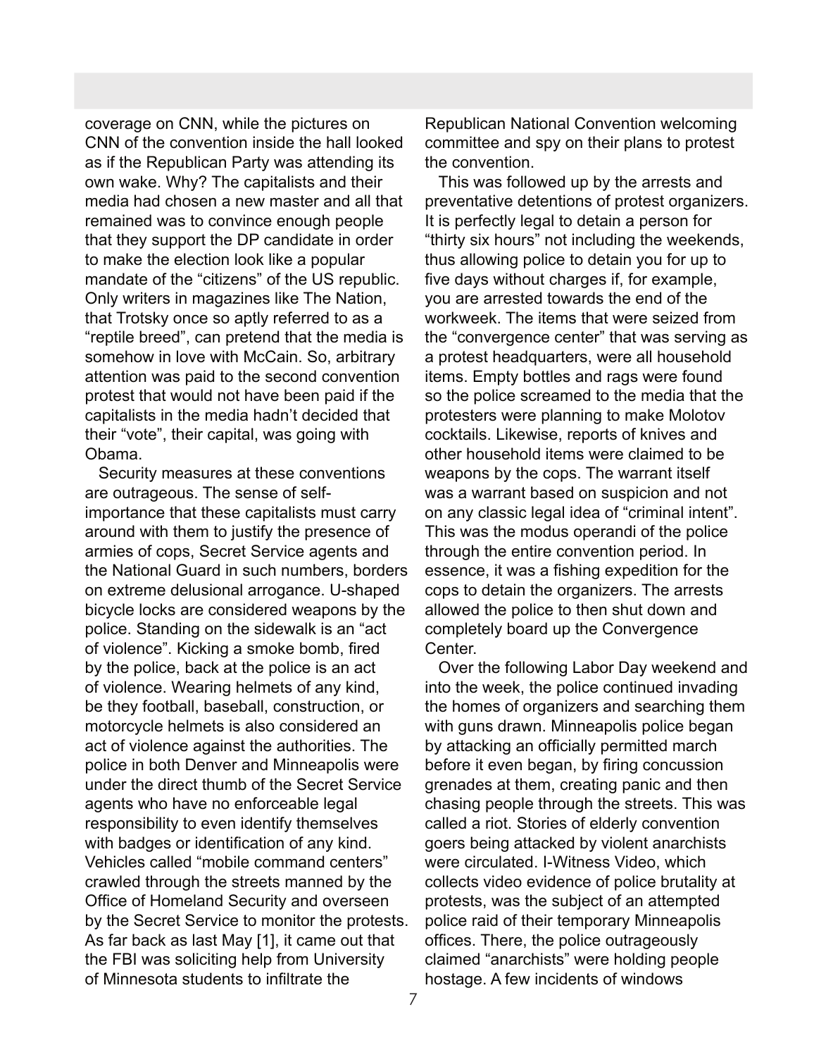coverage on CNN, while the pictures on CNN of the convention inside the hall looked as if the Republican Party was attending its own wake. Why? The capitalists and their media had chosen a new master and all that remained was to convince enough people that they support the DP candidate in order to make the election look like a popular mandate of the "citizens" of the US republic. Only writers in magazines like The Nation, that Trotsky once so aptly referred to as a "reptile breed", can pretend that the media is somehow in love with McCain. So, arbitrary attention was paid to the second convention protest that would not have been paid if the capitalists in the media hadn't decided that their "vote", their capital, was going with Obama.

Security measures at these conventions are outrageous. The sense of self-importance that these capitalists must carry around with them to justify the presence of armies of cops, Secret Service agents and the National Guard in such numbers, borders on extreme delusional arrogance. U-shaped bicycle locks are considered weapons by the police. Standing on the sidewalk is an "act of violence". Kicking a smoke bomb, fired by the police, back at the police is an act of violence. Wearing helmets of any kind, be they football, baseball, construction, or motorcycle helmets is also considered an act of violence against the authorities. The police in both Denver and Minneapolis were under the direct thumb of the Secret Service agents who have no enforceable legal responsibility to even identify themselves with badges or identification of any kind. Vehicles called "mobile command centers" crawled through the streets manned by the Office of Homeland Security and overseen by the Secret Service to monitor the protests. As far back as last May [1], it came out that the FBI was soliciting help from University of Minnesota students to infiltrate the Republican National Convention welcoming committee and spy on their plans to protest the convention.

This was followed up by the arrests and preventative detentions of protest organizers. It is perfectly legal to detain a person for "thirty six hours" not including the weekends, thus allowing police to detain you for up to five days without charges if, for example, you are arrested towards the end of the workweek. The items that were seized from the "convergence center" that was serving as a protest headquarters, were all household items. Empty bottles and rags were found so the police screamed to the media that the protesters were planning to make Molotov cocktails. Likewise, reports of knives and other household items were claimed to be weapons by the cops. The warrant itself was a warrant based on suspicion and not on any classic legal idea of "criminal intent". This was the modus operandi of the police through the entire convention period. In essence, it was a fishing expedition for the cops to detain the organizers. The arrests allowed the police to then shut down and completely board up the Convergence Center.

Over the following Labor Day weekend and into the week, the police continued invading the homes of organizers and searching them with guns drawn. Minneapolis police began by attacking an officially permitted march before it even began, by firing concussion grenades at them, creating panic and then chasing people through the streets. This was called a riot. Stories of elderly convention goers being attacked by violent anarchists were circulated. I-Witness Video, which collects video evidence of police brutality at protests, was the subject of an attempted police raid of their temporary Minneapolis offices. There, the police outrageously claimed "anarchists" were holding people hostage. A few incidents of windows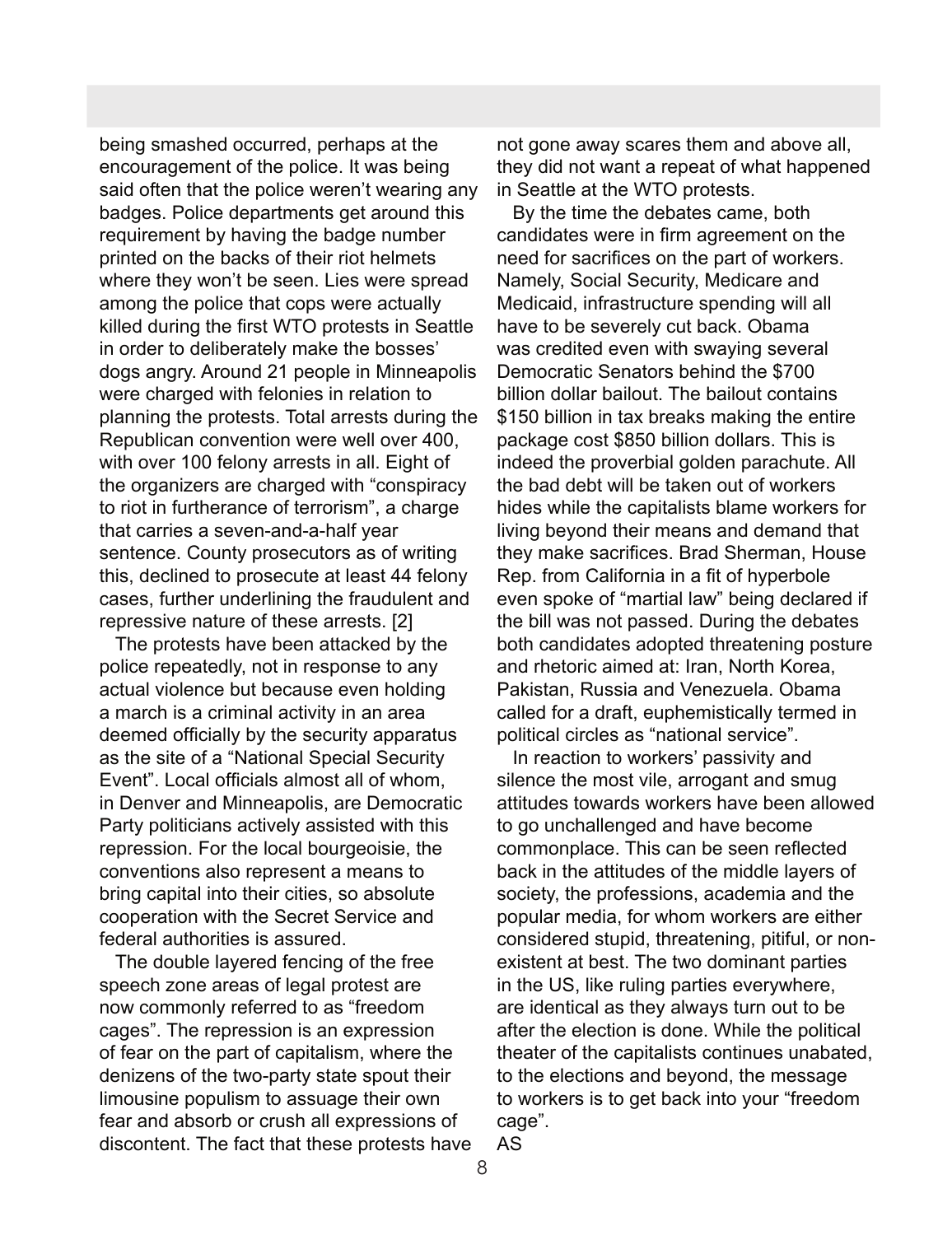being smashed occurred, perhaps at the encouragement of the police. It was being said often that the police weren't wearing any badges. Police departments get around this requirement by having the badge number printed on the backs of their riot helmets where they won't be seen. Lies were spread among the police that cops were actually killed during the first WTO protests in Seattle in order to deliberately make the bosses' dogs angry. Around 21 people in Minneapolis were charged with felonies in relation to planning the protests. Total arrests during the Republican convention were well over 400, with over 100 felony arrests in all. Eight of the organizers are charged with "conspiracy to riot in furtherance of terrorism", a charge that carries a seven-and-a-half year sentence. County prosecutors as of writing this, declined to prosecute at least 44 felony cases, further underlining the fraudulent and repressive nature of these arrests. [2]

The protests have been attacked by the police repeatedly, not in response to any actual violence but because even holding a march is a criminal activity in an area deemed officially by the security apparatus as the site of a "National Special Security Event". Local officials almost all of whom, in Denver and Minneapolis, are Democratic Party politicians actively assisted with this repression. For the local bourgeoisie, the conventions also represent a means to bring capital into their cities, so absolute cooperation with the Secret Service and federal authorities is assured.

The double layered fencing of the free speech zone areas of legal protest are now commonly referred to as "freedom cages". The repression is an expression of fear on the part of capitalism, where the denizens of the two-party state spout their limousine populism to assuage their own fear and absorb or crush all expressions of discontent. The fact that these protests have not gone away scares them and above all, they did not want a repeat of what happened in Seattle at the WTO protests.

By the time the debates came, both candidates were in firm agreement on the need for sacrifices on the part of workers. Namely, Social Security, Medicare and Medicaid, infrastructure spending will all have to be severely cut back. Obama was credited even with swaying several Democratic Senators behind the $700 billion dollar bailout. The bailout contains $150 billion in tax breaks making the entire package cost $850 billion dollars. This is indeed the proverbial golden parachute. All the bad debt will be taken out of workers hides while the capitalists blame workers for living beyond their means and demand that they make sacrifices. Brad Sherman, House Rep. from California in a fit of hyperbole even spoke of "martial law" being declared if the bill was not passed. During the debates both candidates adopted threatening posture and rhetoric aimed at: Iran, North Korea, Pakistan, Russia and Venezuela. Obama called for a draft, euphemistically termed in political circles as "national service".

In reaction to workers' passivity and silence the most vile, arrogant and smug attitudes towards workers have been allowed to go unchallenged and have become commonplace. This can be seen reflected back in the attitudes of the middle layers of society, the professions, academia and the popular media, for whom workers are either considered stupid, threatening, pitiful, or non-existent at best. The two dominant parties in the US, like ruling parties everywhere, are identical as they always turn out to be after the election is done. While the political theater of the capitalists continues unabated, to the elections and beyond, the message to workers is to get back into your "freedom cage".

AS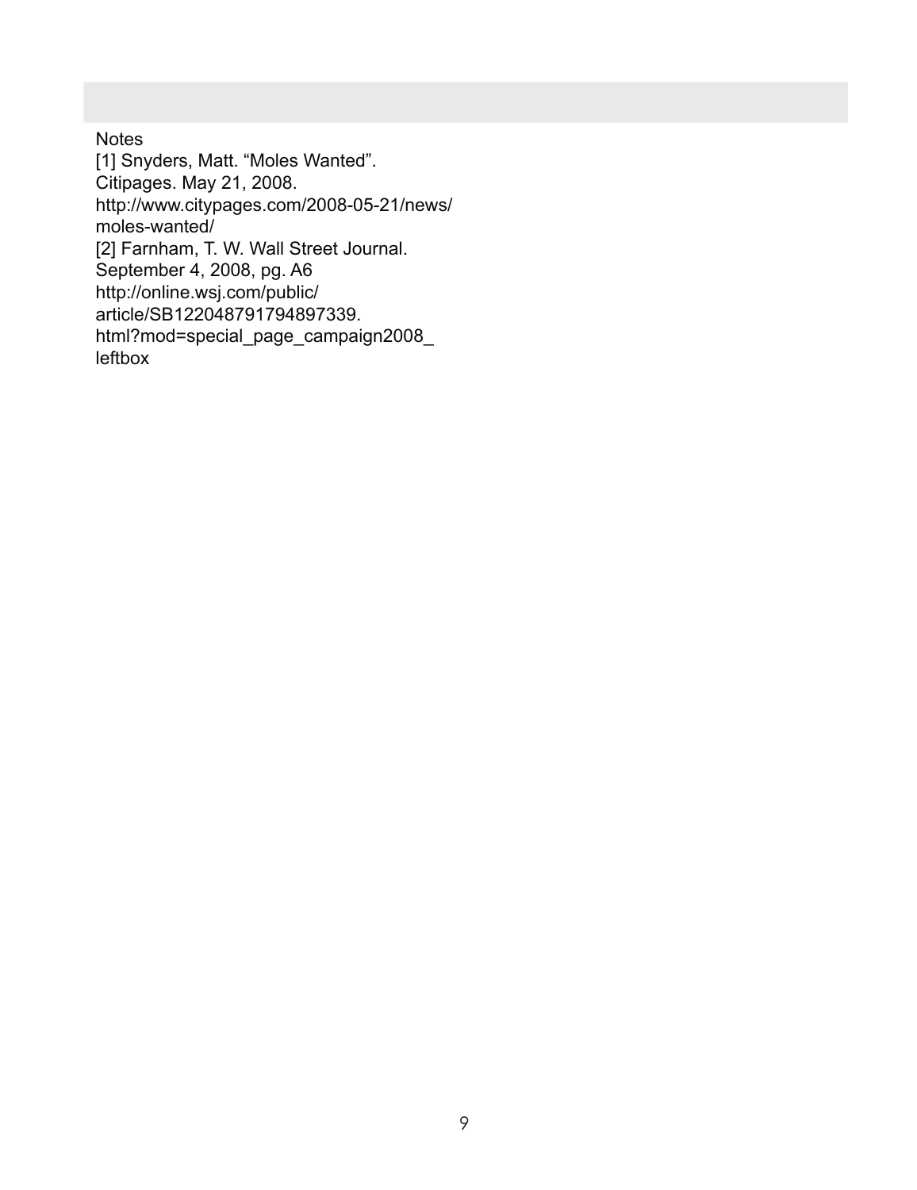Notes

[1] Snyders, Matt. “Moles Wanted”. Citipages. May 21, 2008. http://www.citypages.com/2008-05-21/news/moles-wanted/

[2] Farnham, T. W. Wall Street Journal. September 4, 2008, pg. A6 http://online.wsj.com/public/article/SB122048791794897339.html?mod=special_page_campaign2008_leftbox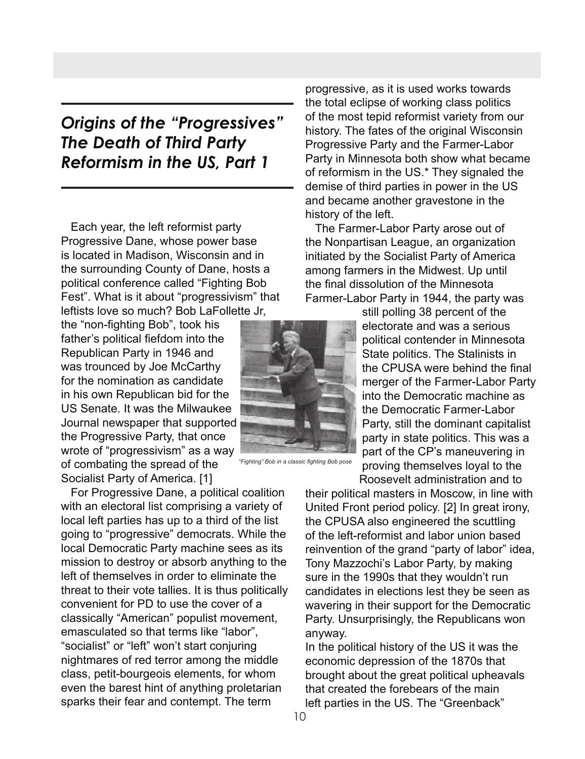## *Origins of the "Progressives" The Death of Third Party Reformism in the US, Part 1*

Each year, the left reformist party Progressive Dane, whose power base is located in Madison, Wisconsin and in the surrounding County of Dane, hosts a political conference called "Fighting Bob Fest". What is it about "progressivism" that leftists love so much? Bob LaFollette Jr, the "non-fighting Bob", took his father's political fiefdom into the Republican Party in 1946 and was trounced by Joe McCarthy for the nomination as candidate in his own Republican bid for the US Senate. It was the Milwaukee Journal newspaper that supported the Progressive Party, that once wrote of "progressivism" as a way of combating the spread of the Socialist Party of America. [1]

*"Fighting" Bob in a classic fighting Bob pose*

For Progressive Dane, a political coalition with an electoral list comprising a variety of local left parties has up to a third of the list going to "progressive" democrats. While the local Democratic Party machine sees as its mission to destroy or absorb anything to the left of themselves in order to eliminate the threat to their vote tallies. It is thus politically convenient for PD to use the cover of a classically "American" populist movement, emasculated so that terms like "labor", "socialist" or "left" won't start conjuring nightmares of red terror among the middle class, petit-bourgeois elements, for whom even the barest hint of anything proletarian sparks their fear and contempt. The term progressive, as it is used works towards the total eclipse of working class politics of the most tepid reformist variety from our history. The fates of the original Wisconsin Progressive Party and the Farmer-Labor Party in Minnesota both show what became of reformism in the US.* They signaled the demise of third parties in power in the US and became another gravestone in the history of the left.

The Farmer-Labor Party arose out of the Nonpartisan League, an organization initiated by the Socialist Party of America among farmers in the Midwest. Up until the final dissolution of the Minnesota Farmer-Labor Party in 1944, the party was still polling 38 percent of the electorate and was a serious political contender in Minnesota State politics. The Stalinists in the CPUSA were behind the final merger of the Farmer-Labor Party into the Democratic machine as the Democratic Farmer-Labor Party, still the dominant capitalist party in state politics. This was a part of the CP's maneuvering in proving themselves loyal to the Roosevelt administration and to their political masters in Moscow, in line with United Front period policy. [2] In great irony, the CPUSA also engineered the scuttling of the left-reformist and labor union based reinvention of the grand "party of labor" idea, Tony Mazzochi's Labor Party, by making sure in the 1990s that they wouldn't run candidates in elections lest they be seen as wavering in their support for the Democratic Party. Unsurprisingly, the Republicans won anyway.

In the political history of the US it was the economic depression of the 1870s that brought about the great political upheavals that created the forebears of the main left parties in the US. The "Greenback"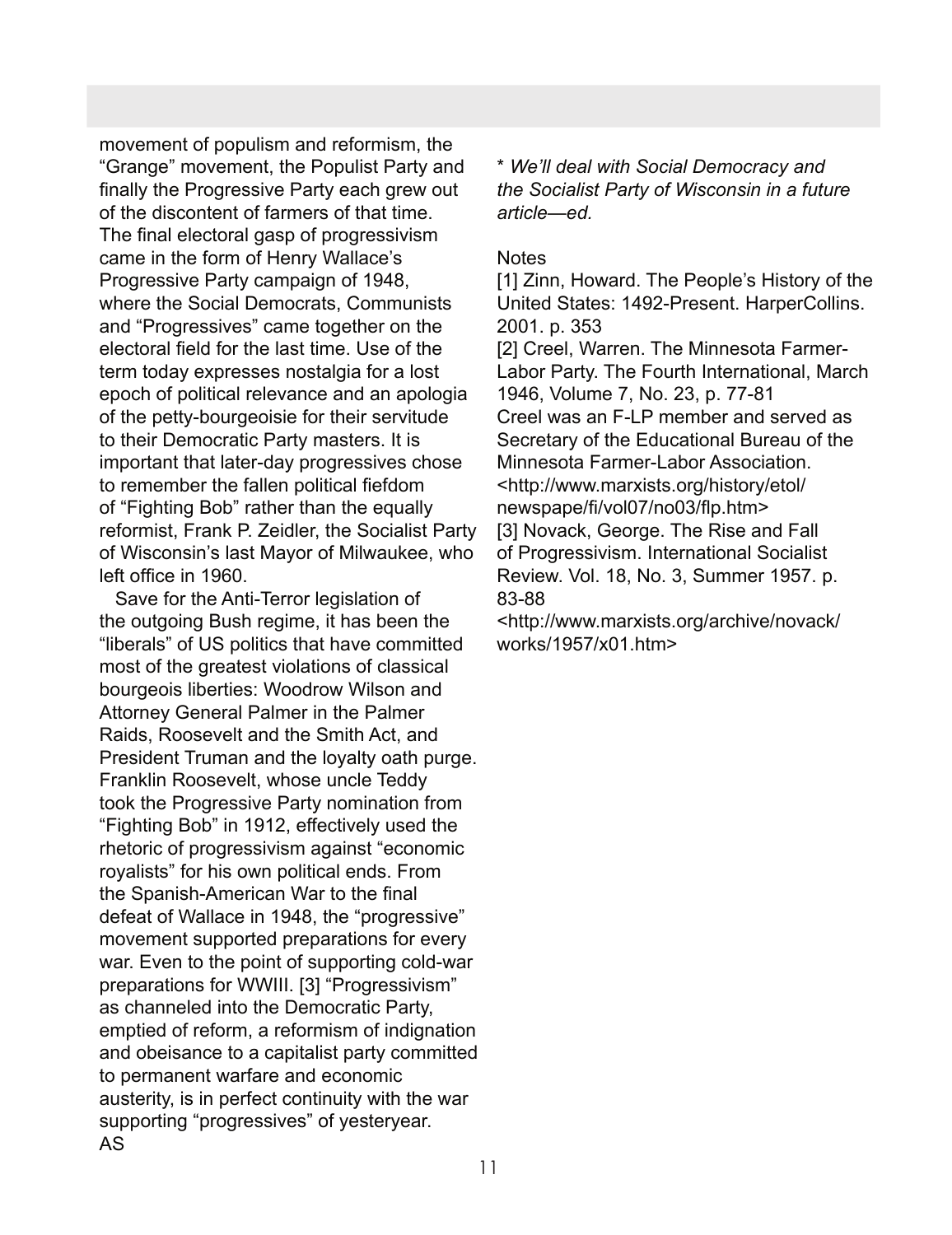movement of populism and reformism, the "Grange" movement, the Populist Party and finally the Progressive Party each grew out of the discontent of farmers of that time. The final electoral gasp of progressivism came in the form of Henry Wallace's Progressive Party campaign of 1948, where the Social Democrats, Communists and "Progressives" came together on the electoral field for the last time. Use of the term today expresses nostalgia for a lost epoch of political relevance and an apologia of the petty-bourgeoisie for their servitude to their Democratic Party masters. It is important that later-day progressives chose to remember the fallen political fiefdom of "Fighting Bob" rather than the equally reformist, Frank P. Zeidler, the Socialist Party of Wisconsin's last Mayor of Milwaukee, who left office in 1960.

Save for the Anti-Terror legislation of the outgoing Bush regime, it has been the "liberals" of US politics that have committed most of the greatest violations of classical bourgeois liberties: Woodrow Wilson and Attorney General Palmer in the Palmer Raids, Roosevelt and the Smith Act, and President Truman and the loyalty oath purge. Franklin Roosevelt, whose uncle Teddy took the Progressive Party nomination from "Fighting Bob" in 1912, effectively used the rhetoric of progressivism against "economic royalists" for his own political ends. From the Spanish-American War to the final defeat of Wallace in 1948, the "progressive" movement supported preparations for every war. Even to the point of supporting cold-war preparations for WWIII. [3] "Progressivism" as channeled into the Democratic Party, emptied of reform, a reformism of indignation and obeisance to a capitalist party committed to permanent warfare and economic austerity, is in perfect continuity with the war supporting "progressives" of yesteryear.
AS

\* *We'll deal with Social Democracy and the Socialist Party of Wisconsin in a future article—ed.*

Notes

[1] Zinn, Howard. The People's History of the United States: 1492-Present. HarperCollins. 2001. p. 353

[2] Creel, Warren. The Minnesota Farmer-Labor Party. The Fourth International, March 1946, Volume 7, No. 23, p. 77-81
Creel was an F-LP member and served as Secretary of the Educational Bureau of the Minnesota Farmer-Labor Association.
<http://www.marxists.org/history/etol/newspape/fi/vol07/no03/flp.htm>

[3] Novack, George. The Rise and Fall of Progressivism. International Socialist Review. Vol. 18, No. 3, Summer 1957. p. 83-88
<http://www.marxists.org/archive/novack/works/1957/x01.htm>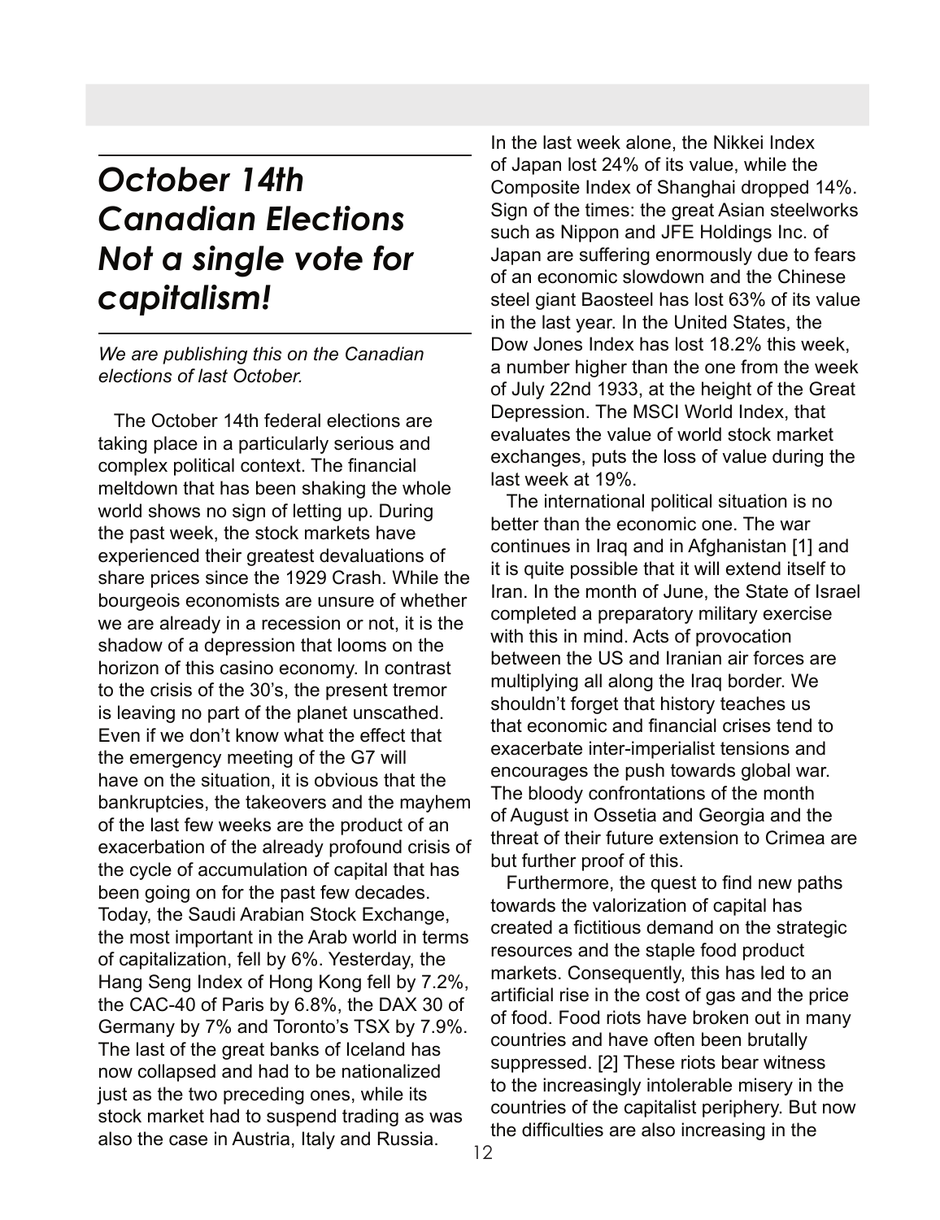# *October 14th Canadian Elections Not a single vote for capitalism!*

*We are publishing this on the Canadian elections of last October.*

The October 14th federal elections are taking place in a particularly serious and complex political context. The financial meltdown that has been shaking the whole world shows no sign of letting up. During the past week, the stock markets have experienced their greatest devaluations of share prices since the 1929 Crash. While the bourgeois economists are unsure of whether we are already in a recession or not, it is the shadow of a depression that looms on the horizon of this casino economy. In contrast to the crisis of the 30's, the present tremor is leaving no part of the planet unscathed. Even if we don't know what the effect that the emergency meeting of the G7 will have on the situation, it is obvious that the bankruptcies, the takeovers and the mayhem of the last few weeks are the product of an exacerbation of the already profound crisis of the cycle of accumulation of capital that has been going on for the past few decades. Today, the Saudi Arabian Stock Exchange, the most important in the Arab world in terms of capitalization, fell by 6%. Yesterday, the Hang Seng Index of Hong Kong fell by 7.2%, the CAC-40 of Paris by 6.8%, the DAX 30 of Germany by 7% and Toronto's TSX by 7.9%. The last of the great banks of Iceland has now collapsed and had to be nationalized just as the two preceding ones, while its stock market had to suspend trading as was also the case in Austria, Italy and Russia. In the last week alone, the Nikkei Index of Japan lost 24% of its value, while the Composite Index of Shanghai dropped 14%. Sign of the times: the great Asian steelworks such as Nippon and JFE Holdings Inc. of Japan are suffering enormously due to fears of an economic slowdown and the Chinese steel giant Baosteel has lost 63% of its value in the last year. In the United States, the Dow Jones Index has lost 18.2% this week, a number higher than the one from the week of July 22nd 1933, at the height of the Great Depression. The MSCI World Index, that evaluates the value of world stock market exchanges, puts the loss of value during the last week at 19%.

The international political situation is no better than the economic one. The war continues in Iraq and in Afghanistan [1] and it is quite possible that it will extend itself to Iran. In the month of June, the State of Israel completed a preparatory military exercise with this in mind. Acts of provocation between the US and Iranian air forces are multiplying all along the Iraq border. We shouldn't forget that history teaches us that economic and financial crises tend to exacerbate inter-imperialist tensions and encourages the push towards global war. The bloody confrontations of the month of August in Ossetia and Georgia and the threat of their future extension to Crimea are but further proof of this.

Furthermore, the quest to find new paths towards the valorization of capital has created a fictitious demand on the strategic resources and the staple food product markets. Consequently, this has led to an artificial rise in the cost of gas and the price of food. Food riots have broken out in many countries and have often been brutally suppressed. [2] These riots bear witness to the increasingly intolerable misery in the countries of the capitalist periphery. But now the difficulties are also increasing in the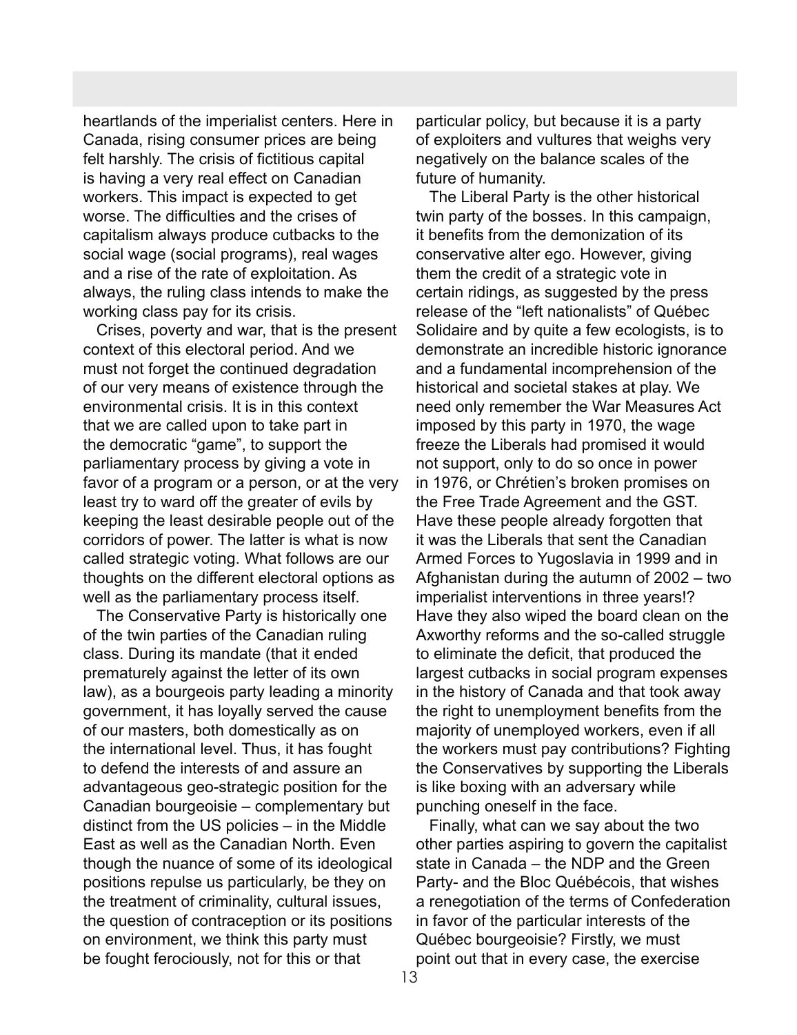heartlands of the imperialist centers. Here in Canada, rising consumer prices are being felt harshly. The crisis of fictitious capital is having a very real effect on Canadian workers. This impact is expected to get worse. The difficulties and the crises of capitalism always produce cutbacks to the social wage (social programs), real wages and a rise of the rate of exploitation. As always, the ruling class intends to make the working class pay for its crisis.

Crises, poverty and war, that is the present context of this electoral period. And we must not forget the continued degradation of our very means of existence through the environmental crisis. It is in this context that we are called upon to take part in the democratic "game", to support the parliamentary process by giving a vote in favor of a program or a person, or at the very least try to ward off the greater of evils by keeping the least desirable people out of the corridors of power. The latter is what is now called strategic voting. What follows are our thoughts on the different electoral options as well as the parliamentary process itself.

The Conservative Party is historically one of the twin parties of the Canadian ruling class. During its mandate (that it ended prematurely against the letter of its own law), as a bourgeois party leading a minority government, it has loyally served the cause of our masters, both domestically as on the international level. Thus, it has fought to defend the interests of and assure an advantageous geo-strategic position for the Canadian bourgeoisie – complementary but distinct from the US policies – in the Middle East as well as the Canadian North. Even though the nuance of some of its ideological positions repulse us particularly, be they on the treatment of criminality, cultural issues, the question of contraception or its positions on environment, we think this party must be fought ferociously, not for this or that particular policy, but because it is a party of exploiters and vultures that weighs very negatively on the balance scales of the future of humanity.

The Liberal Party is the other historical twin party of the bosses. In this campaign, it benefits from the demonization of its conservative alter ego. However, giving them the credit of a strategic vote in certain ridings, as suggested by the press release of the "left nationalists" of Québec Solidaire and by quite a few ecologists, is to demonstrate an incredible historic ignorance and a fundamental incomprehension of the historical and societal stakes at play. We need only remember the War Measures Act imposed by this party in 1970, the wage freeze the Liberals had promised it would not support, only to do so once in power in 1976, or Chrétien's broken promises on the Free Trade Agreement and the GST. Have these people already forgotten that it was the Liberals that sent the Canadian Armed Forces to Yugoslavia in 1999 and in Afghanistan during the autumn of 2002 – two imperialist interventions in three years!? Have they also wiped the board clean on the Axworthy reforms and the so-called struggle to eliminate the deficit, that produced the largest cutbacks in social program expenses in the history of Canada and that took away the right to unemployment benefits from the majority of unemployed workers, even if all the workers must pay contributions? Fighting the Conservatives by supporting the Liberals is like boxing with an adversary while punching oneself in the face.

Finally, what can we say about the two other parties aspiring to govern the capitalist state in Canada – the NDP and the Green Party- and the Bloc Québécois, that wishes a renegotiation of the terms of Confederation in favor of the particular interests of the Québec bourgeoisie? Firstly, we must point out that in every case, the exercise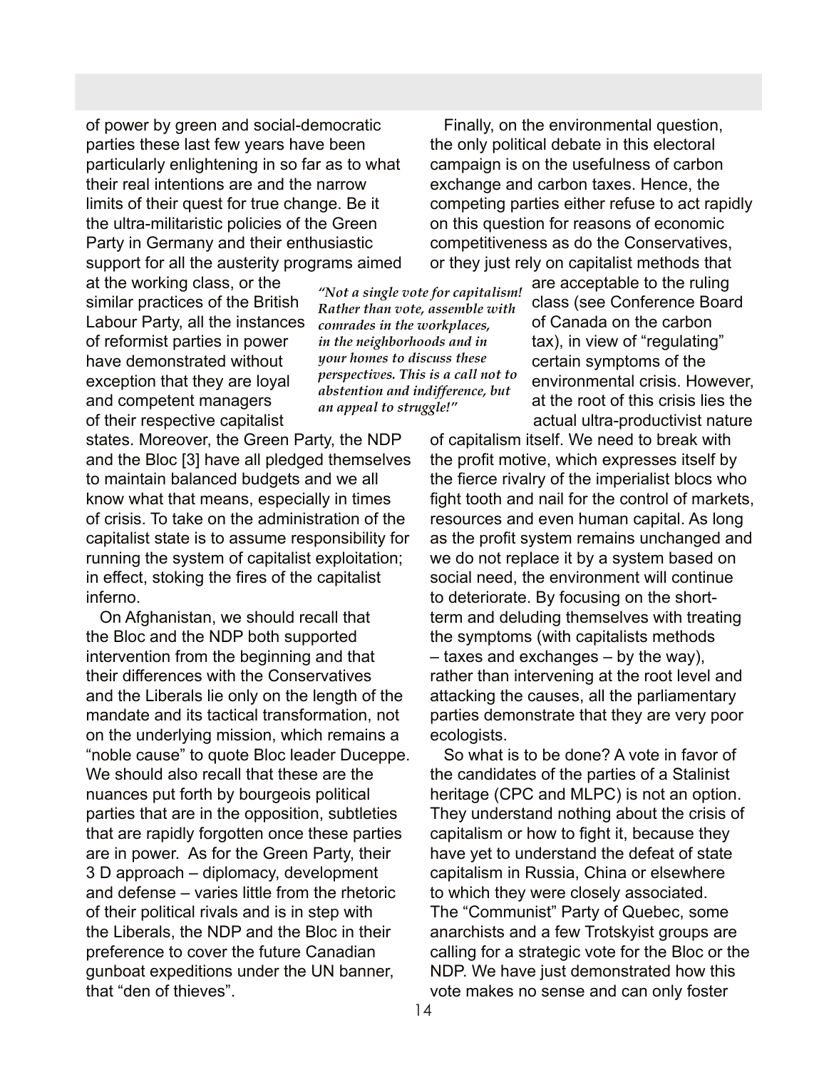of power by green and social-democratic parties these last few years have been particularly enlightening in so far as to what their real intentions are and the narrow limits of their quest for true change. Be it the ultra-militaristic policies of the Green Party in Germany and their enthusiastic support for all the austerity programs aimed at the working class, or the similar practices of the British Labour Party, all the instances of reformist parties in power have demonstrated without exception that they are loyal and competent managers of their respective capitalist states. Moreover, the Green Party, the NDP and the Bloc [3] have all pledged themselves to maintain balanced budgets and we all know what that means, especially in times of crisis. To take on the administration of the capitalist state is to assume responsibility for running the system of capitalist exploitation; in effect, stoking the fires of the capitalist inferno.

On Afghanistan, we should recall that the Bloc and the NDP both supported intervention from the beginning and that their differences with the Conservatives and the Liberals lie only on the length of the mandate and its tactical transformation, not on the underlying mission, which remains a "noble cause" to quote Bloc leader Duceppe. We should also recall that these are the nuances put forth by bourgeois political parties that are in the opposition, subtleties that are rapidly forgotten once these parties are in power. As for the Green Party, their 3 D approach – diplomacy, development and defense – varies little from the rhetoric of their political rivals and is in step with the Liberals, the NDP and the Bloc in their preference to cover the future Canadian gunboat expeditions under the UN banner, that "den of thieves".

Finally, on the environmental question, the only political debate in this electoral campaign is on the usefulness of carbon exchange and carbon taxes. Hence, the competing parties either refuse to act rapidly on this question for reasons of economic competitiveness as do the Conservatives, or they just rely on capitalist methods that are acceptable to the ruling class (see Conference Board of Canada on the carbon tax), in view of "regulating" certain symptoms of the environmental crisis. However, at the root of this crisis lies the actual ultra-productivist nature of capitalism itself. We need to break with the profit motive, which expresses itself by the fierce rivalry of the imperialist blocs who fight tooth and nail for the control of markets, resources and even human capital. As long as the profit system remains unchanged and we do not replace it by a system based on social need, the environment will continue to deteriorate. By focusing on the short-term and deluding themselves with treating the symptoms (with capitalists methods – taxes and exchanges – by the way), rather than intervening at the root level and attacking the causes, all the parliamentary parties demonstrate that they are very poor ecologists.

*"Not a single vote for capitalism! Rather than vote, assemble with comrades in the workplaces, in the neighborhoods and in your homes to discuss these perspectives. This is a call not to abstention and indifference, but an appeal to struggle!"*

So what is to be done? A vote in favor of the candidates of the parties of a Stalinist heritage (CPC and MLPC) is not an option. They understand nothing about the crisis of capitalism or how to fight it, because they have yet to understand the defeat of state capitalism in Russia, China or elsewhere to which they were closely associated. The "Communist" Party of Quebec, some anarchists and a few Trotskyist groups are calling for a strategic vote for the Bloc or the NDP. We have just demonstrated how this vote makes no sense and can only foster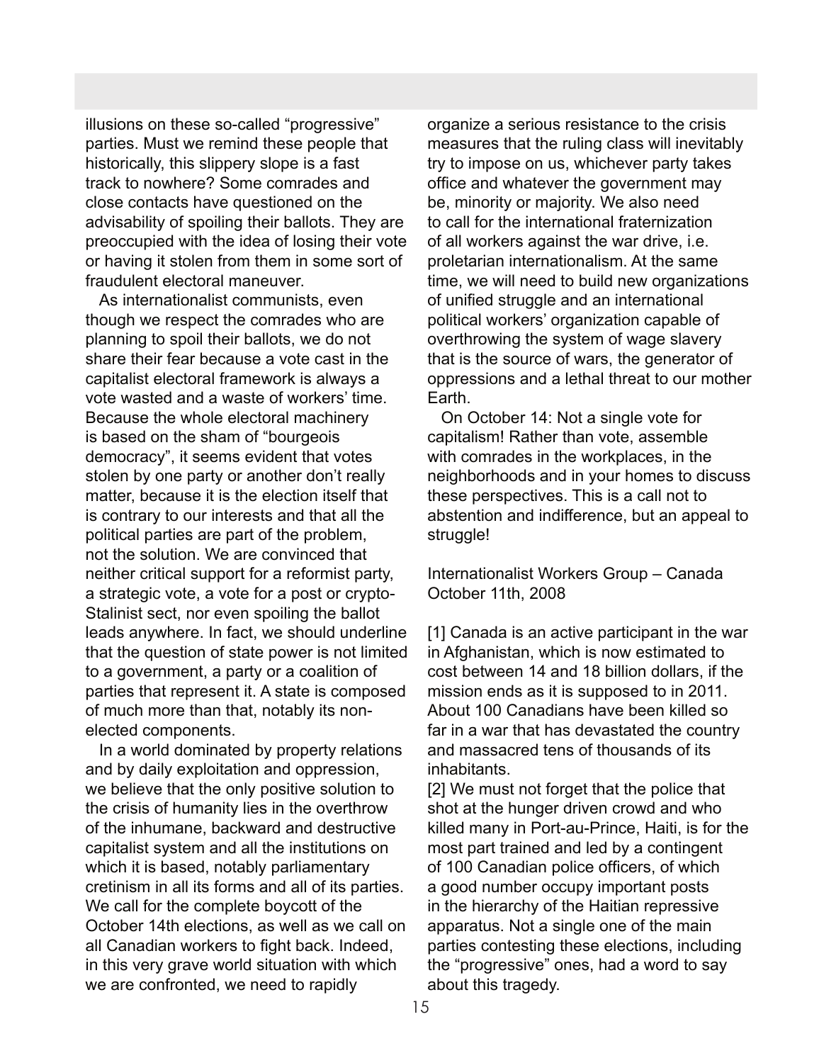illusions on these so-called "progressive" parties. Must we remind these people that historically, this slippery slope is a fast track to nowhere? Some comrades and close contacts have questioned on the advisability of spoiling their ballots. They are preoccupied with the idea of losing their vote or having it stolen from them in some sort of fraudulent electoral maneuver.

As internationalist communists, even though we respect the comrades who are planning to spoil their ballots, we do not share their fear because a vote cast in the capitalist electoral framework is always a vote wasted and a waste of workers' time. Because the whole electoral machinery is based on the sham of "bourgeois democracy", it seems evident that votes stolen by one party or another don't really matter, because it is the election itself that is contrary to our interests and that all the political parties are part of the problem, not the solution. We are convinced that neither critical support for a reformist party, a strategic vote, a vote for a post or crypto-Stalinist sect, nor even spoiling the ballot leads anywhere. In fact, we should underline that the question of state power is not limited to a government, a party or a coalition of parties that represent it. A state is composed of much more than that, notably its non-elected components.

In a world dominated by property relations and by daily exploitation and oppression, we believe that the only positive solution to the crisis of humanity lies in the overthrow of the inhumane, backward and destructive capitalist system and all the institutions on which it is based, notably parliamentary cretinism in all its forms and all of its parties. We call for the complete boycott of the October 14th elections, as well as we call on all Canadian workers to fight back. Indeed, in this very grave world situation with which we are confronted, we need to rapidly organize a serious resistance to the crisis measures that the ruling class will inevitably try to impose on us, whichever party takes office and whatever the government may be, minority or majority. We also need to call for the international fraternization of all workers against the war drive, i.e. proletarian internationalism. At the same time, we will need to build new organizations of unified struggle and an international political workers' organization capable of overthrowing the system of wage slavery that is the source of wars, the generator of oppressions and a lethal threat to our mother Earth.

On October 14: Not a single vote for capitalism! Rather than vote, assemble with comrades in the workplaces, in the neighborhoods and in your homes to discuss these perspectives. This is a call not to abstention and indifference, but an appeal to struggle!

Internationalist Workers Group – Canada
October 11th, 2008

[1] Canada is an active participant in the war in Afghanistan, which is now estimated to cost between 14 and 18 billion dollars, if the mission ends as it is supposed to in 2011. About 100 Canadians have been killed so far in a war that has devastated the country and massacred tens of thousands of its inhabitants.

[2] We must not forget that the police that shot at the hunger driven crowd and who killed many in Port-au-Prince, Haiti, is for the most part trained and led by a contingent of 100 Canadian police officers, of which a good number occupy important posts in the hierarchy of the Haitian repressive apparatus. Not a single one of the main parties contesting these elections, including the "progressive" ones, had a word to say about this tragedy.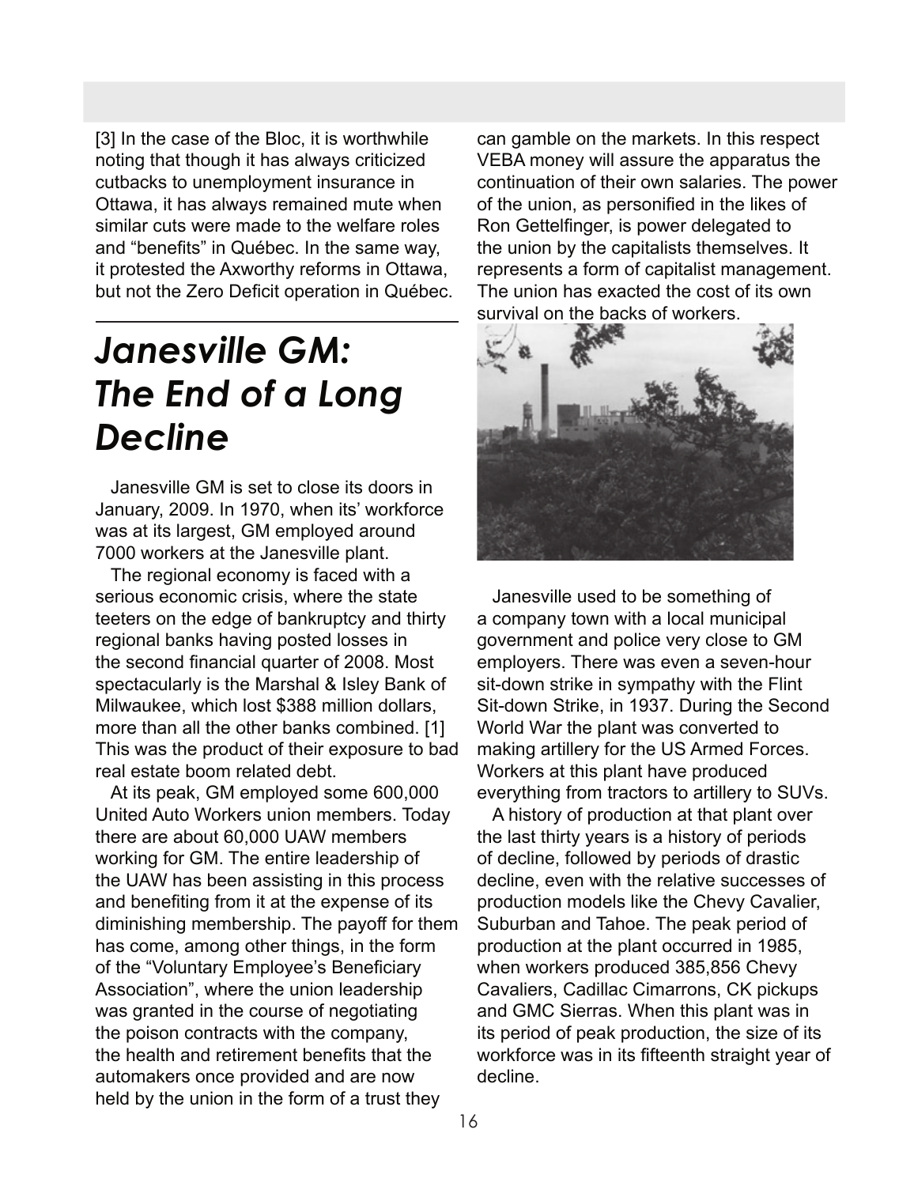[3] In the case of the Bloc, it is worthwhile noting that though it has always criticized cutbacks to unemployment insurance in Ottawa, it has always remained mute when similar cuts were made to the welfare roles and “benefits” in Québec. In the same way, it protested the Axworthy reforms in Ottawa, but not the Zero Deficit operation in Québec.

---

# *Janesville GM: The End of a Long Decline*

Janesville GM is set to close its doors in January, 2009. In 1970, when its’ workforce was at its largest, GM employed around 7000 workers at the Janesville plant.

The regional economy is faced with a serious economic crisis, where the state teeters on the edge of bankruptcy and thirty regional banks having posted losses in the second financial quarter of 2008. Most spectacularly is the Marshal & Isley Bank of Milwaukee, which lost $388 million dollars, more than all the other banks combined. [1] This was the product of their exposure to bad real estate boom related debt.

At its peak, GM employed some 600,000 United Auto Workers union members. Today there are about 60,000 UAW members working for GM. The entire leadership of the UAW has been assisting in this process and benefiting from it at the expense of its diminishing membership. The payoff for them has come, among other things, in the form of the “Voluntary Employee’s Beneficiary Association”, where the union leadership was granted in the course of negotiating the poison contracts with the company, the health and retirement benefits that the automakers once provided and are now held by the union in the form of a trust they can gamble on the markets. In this respect VEBA money will assure the apparatus the continuation of their own salaries. The power of the union, as personified in the likes of Ron Gettelfinger, is power delegated to the union by the capitalists themselves. It represents a form of capitalist management. The union has exacted the cost of its own survival on the backs of workers.

Janesville used to be something of a company town with a local municipal government and police very close to GM employers. There was even a seven-hour sit-down strike in sympathy with the Flint Sit-down Strike, in 1937. During the Second World War the plant was converted to making artillery for the US Armed Forces. Workers at this plant have produced everything from tractors to artillery to SUVs.

A history of production at that plant over the last thirty years is a history of periods of decline, followed by periods of drastic decline, even with the relative successes of production models like the Chevy Cavalier, Suburban and Tahoe. The peak period of production at the plant occurred in 1985, when workers produced 385,856 Chevy Cavaliers, Cadillac Cimarrons, CK pickups and GMC Sierras. When this plant was in its period of peak production, the size of its workforce was in its fifteenth straight year of decline.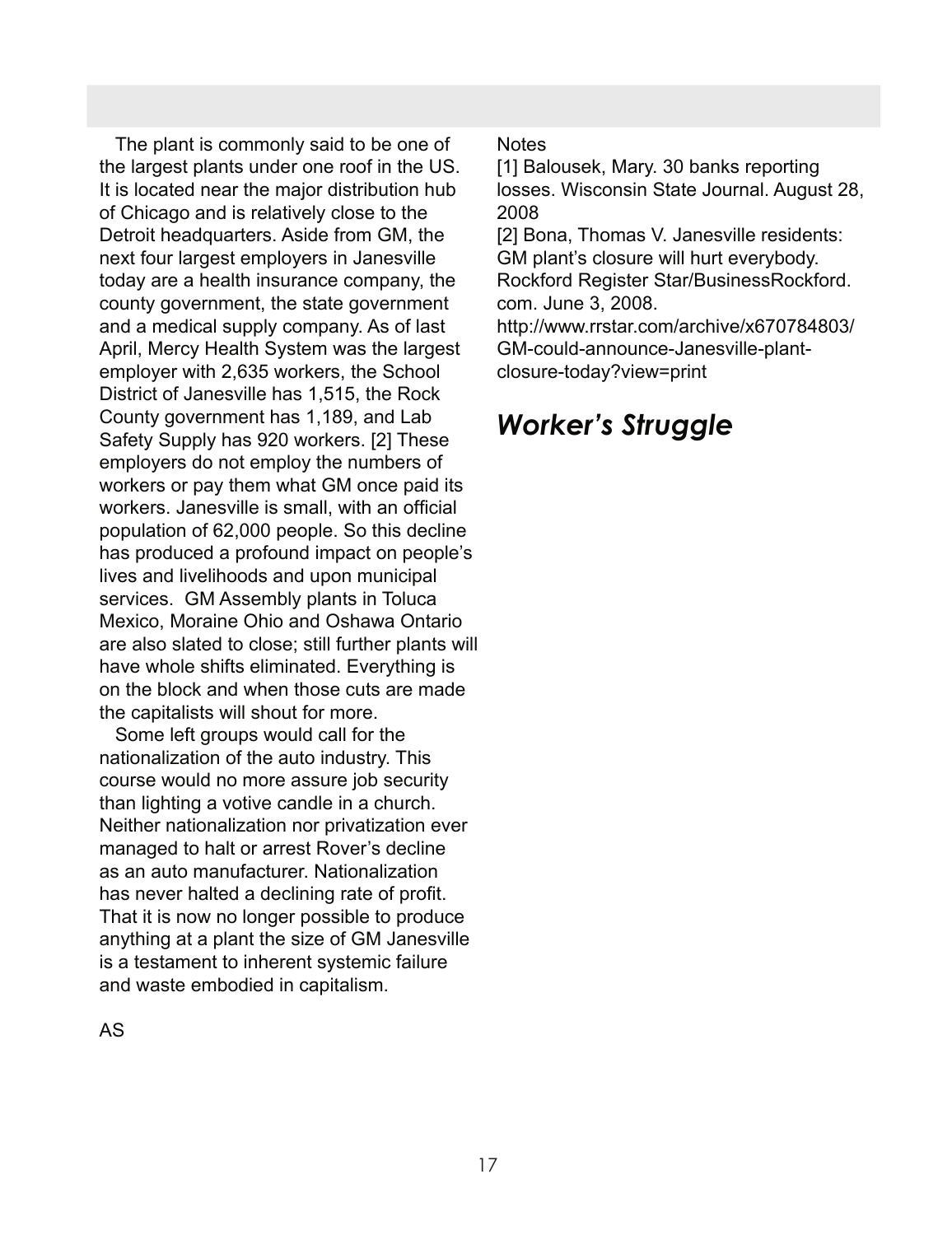The plant is commonly said to be one of the largest plants under one roof in the US. It is located near the major distribution hub of Chicago and is relatively close to the Detroit headquarters. Aside from GM, the next four largest employers in Janesville today are a health insurance company, the county government, the state government and a medical supply company. As of last April, Mercy Health System was the largest employer with 2,635 workers, the School District of Janesville has 1,515, the Rock County government has 1,189, and Lab Safety Supply has 920 workers. [2] These employers do not employ the numbers of workers or pay them what GM once paid its workers. Janesville is small, with an official population of 62,000 people. So this decline has produced a profound impact on people's lives and livelihoods and upon municipal services.  GM Assembly plants in Toluca Mexico, Moraine Ohio and Oshawa Ontario are also slated to close; still further plants will have whole shifts eliminated. Everything is on the block and when those cuts are made the capitalists will shout for more.

Some left groups would call for the nationalization of the auto industry. This course would no more assure job security than lighting a votive candle in a church. Neither nationalization nor privatization ever managed to halt or arrest Rover's decline as an auto manufacturer. Nationalization has never halted a declining rate of profit. That it is now no longer possible to produce anything at a plant the size of GM Janesville is a testament to inherent systemic failure and waste embodied in capitalism.

AS

Notes

[1] Balousek, Mary. 30 banks reporting losses. Wisconsin State Journal. August 28, 2008

[2] Bona, Thomas V. Janesville residents: GM plant's closure will hurt everybody. Rockford Register Star/BusinessRockford.com. June 3, 2008. http://www.rrstar.com/archive/x670784803/GM-could-announce-Janesville-plant-closure-today?view=print

## *Worker's Struggle*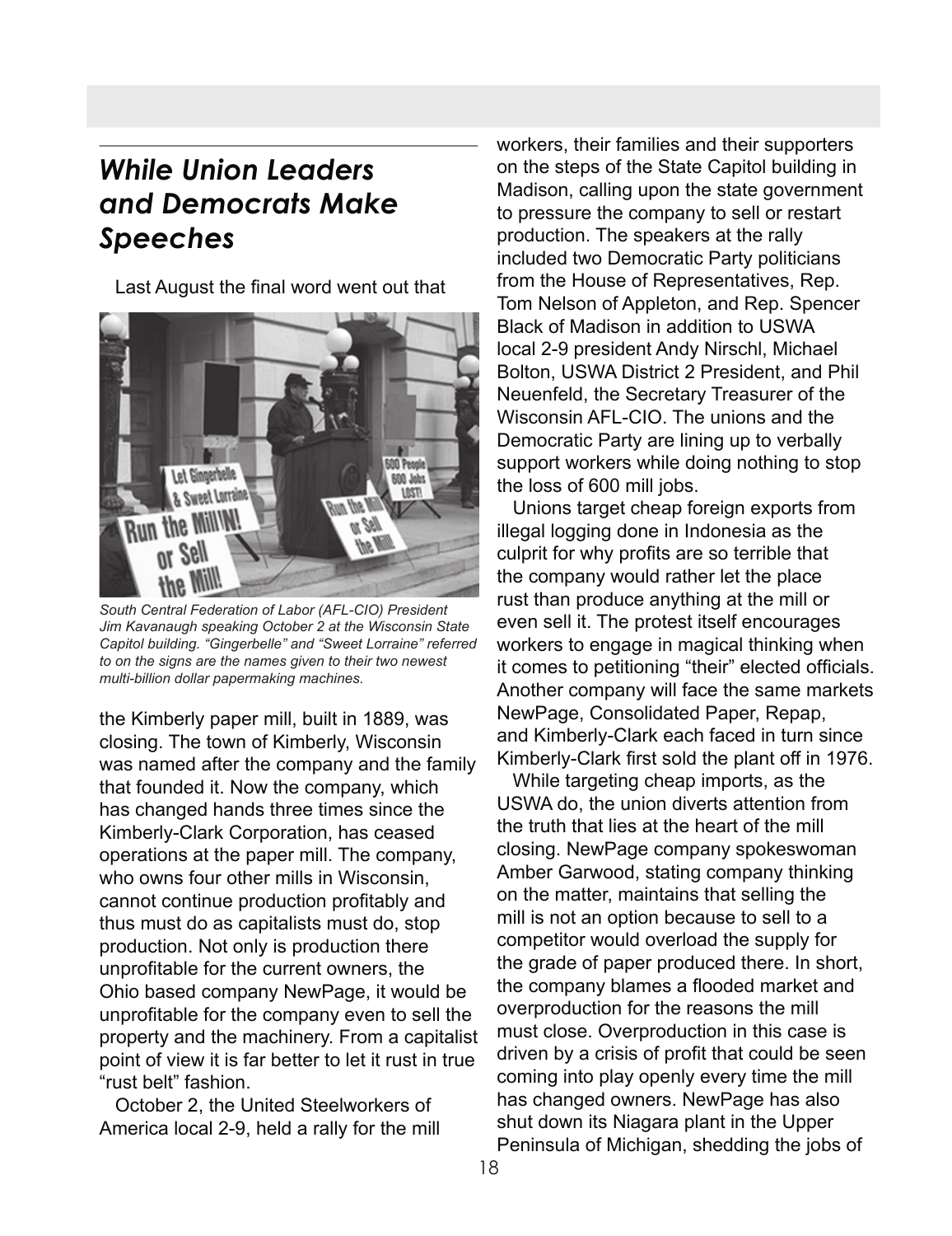## *While Union Leaders and Democrats Make Speeches*

Last August the final word went out that the Kimberly paper mill, built in 1889, was closing. The town of Kimberly, Wisconsin was named after the company and the family that founded it. Now the company, which has changed hands three times since the Kimberly-Clark Corporation, has ceased operations at the paper mill. The company, who owns four other mills in Wisconsin, cannot continue production profitably and thus must do as capitalists must do, stop production. Not only is production there unprofitable for the current owners, the Ohio based company NewPage, it would be unprofitable for the company even to sell the property and the machinery. From a capitalist point of view it is far better to let it rust in true "rust belt" fashion.

*South Central Federation of Labor (AFL-CIO) President Jim Kavanaugh speaking October 2 at the Wisconsin State Capitol building. "Gingerbelle" and "Sweet Lorraine" referred to on the signs are the names given to their two newest multi-billion dollar papermaking machines.*

October 2, the United Steelworkers of America local 2-9, held a rally for the mill workers, their families and their supporters on the steps of the State Capitol building in Madison, calling upon the state government to pressure the company to sell or restart production. The speakers at the rally included two Democratic Party politicians from the House of Representatives, Rep. Tom Nelson of Appleton, and Rep. Spencer Black of Madison in addition to USWA local 2-9 president Andy Nirschl, Michael Bolton, USWA District 2 President, and Phil Neuenfeld, the Secretary Treasurer of the Wisconsin AFL-CIO. The unions and the Democratic Party are lining up to verbally support workers while doing nothing to stop the loss of 600 mill jobs.

Unions target cheap foreign exports from illegal logging done in Indonesia as the culprit for why profits are so terrible that the company would rather let the place rust than produce anything at the mill or even sell it. The protest itself encourages workers to engage in magical thinking when it comes to petitioning "their" elected officials. Another company will face the same markets NewPage, Consolidated Paper, Repap, and Kimberly-Clark each faced in turn since Kimberly-Clark first sold the plant off in 1976.

While targeting cheap imports, as the USWA do, the union diverts attention from the truth that lies at the heart of the mill closing. NewPage company spokeswoman Amber Garwood, stating company thinking on the matter, maintains that selling the mill is not an option because to sell to a competitor would overload the supply for the grade of paper produced there. In short, the company blames a flooded market and overproduction for the reasons the mill must close. Overproduction in this case is driven by a crisis of profit that could be seen coming into play openly every time the mill has changed owners. NewPage has also shut down its Niagara plant in the Upper Peninsula of Michigan, shedding the jobs of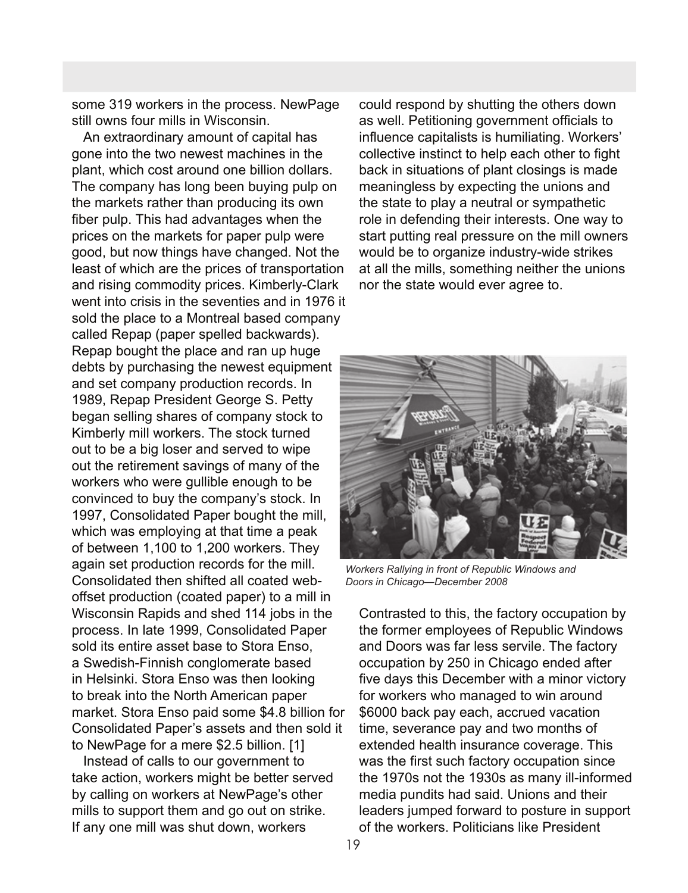some 319 workers in the process. NewPage still owns four mills in Wisconsin.

An extraordinary amount of capital has gone into the two newest machines in the plant, which cost around one billion dollars. The company has long been buying pulp on the markets rather than producing its own fiber pulp. This had advantages when the prices on the markets for paper pulp were good, but now things have changed. Not the least of which are the prices of transportation and rising commodity prices. Kimberly-Clark went into crisis in the seventies and in 1976 it sold the place to a Montreal based company called Repap (paper spelled backwards). Repap bought the place and ran up huge debts by purchasing the newest equipment and set company production records. In 1989, Repap President George S. Petty began selling shares of company stock to Kimberly mill workers. The stock turned out to be a big loser and served to wipe out the retirement savings of many of the workers who were gullible enough to be convinced to buy the company's stock. In 1997, Consolidated Paper bought the mill, which was employing at that time a peak of between 1,100 to 1,200 workers. They again set production records for the mill. Consolidated then shifted all coated web-offset production (coated paper) to a mill in Wisconsin Rapids and shed 114 jobs in the process. In late 1999, Consolidated Paper sold its entire asset base to Stora Enso, a Swedish-Finnish conglomerate based in Helsinki. Stora Enso was then looking to break into the North American paper market. Stora Enso paid some $4.8 billion for Consolidated Paper's assets and then sold it to NewPage for a mere $2.5 billion. [1]

Instead of calls to our government to take action, workers might be better served by calling on workers at NewPage's other mills to support them and go out on strike. If any one mill was shut down, workers could respond by shutting the others down as well. Petitioning government officials to influence capitalists is humiliating. Workers' collective instinct to help each other to fight back in situations of plant closings is made meaningless by expecting the unions and the state to play a neutral or sympathetic role in defending their interests. One way to start putting real pressure on the mill owners would be to organize industry-wide strikes at all the mills, something neither the unions nor the state would ever agree to.

*Workers Rallying in front of Republic Windows and Doors in Chicago—December 2008*

Contrasted to this, the factory occupation by the former employees of Republic Windows and Doors was far less servile. The factory occupation by 250 in Chicago ended after five days this December with a minor victory for workers who managed to win around $6000 back pay each, accrued vacation time, severance pay and two months of extended health insurance coverage. This was the first such factory occupation since the 1970s not the 1930s as many ill-informed media pundits had said. Unions and their leaders jumped forward to posture in support of the workers. Politicians like President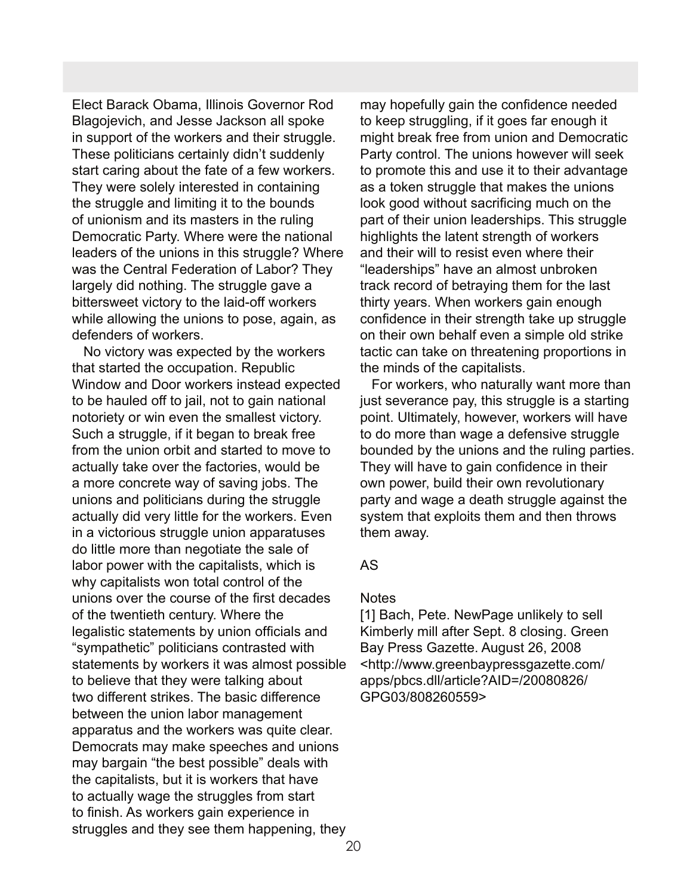Elect Barack Obama, Illinois Governor Rod Blagojevich, and Jesse Jackson all spoke in support of the workers and their struggle. These politicians certainly didn't suddenly start caring about the fate of a few workers. They were solely interested in containing the struggle and limiting it to the bounds of unionism and its masters in the ruling Democratic Party. Where were the national leaders of the unions in this struggle? Where was the Central Federation of Labor? They largely did nothing. The struggle gave a bittersweet victory to the laid-off workers while allowing the unions to pose, again, as defenders of workers.

No victory was expected by the workers that started the occupation. Republic Window and Door workers instead expected to be hauled off to jail, not to gain national notoriety or win even the smallest victory. Such a struggle, if it began to break free from the union orbit and started to move to actually take over the factories, would be a more concrete way of saving jobs. The unions and politicians during the struggle actually did very little for the workers. Even in a victorious struggle union apparatuses do little more than negotiate the sale of labor power with the capitalists, which is why capitalists won total control of the unions over the course of the first decades of the twentieth century. Where the legalistic statements by union officials and "sympathetic" politicians contrasted with statements by workers it was almost possible to believe that they were talking about two different strikes. The basic difference between the union labor management apparatus and the workers was quite clear. Democrats may make speeches and unions may bargain "the best possible" deals with the capitalists, but it is workers that have to actually wage the struggles from start to finish. As workers gain experience in struggles and they see them happening, they may hopefully gain the confidence needed to keep struggling, if it goes far enough it might break free from union and Democratic Party control. The unions however will seek to promote this and use it to their advantage as a token struggle that makes the unions look good without sacrificing much on the part of their union leaderships. This struggle highlights the latent strength of workers and their will to resist even where their "leaderships" have an almost unbroken track record of betraying them for the last thirty years. When workers gain enough confidence in their strength take up struggle on their own behalf even a simple old strike tactic can take on threatening proportions in the minds of the capitalists.

For workers, who naturally want more than just severance pay, this struggle is a starting point. Ultimately, however, workers will have to do more than wage a defensive struggle bounded by the unions and the ruling parties. They will have to gain confidence in their own power, build their own revolutionary party and wage a death struggle against the system that exploits them and then throws them away.

AS

Notes

[1] Bach, Pete. NewPage unlikely to sell Kimberly mill after Sept. 8 closing. Green Bay Press Gazette. August 26, 2008 <http://www.greenbaypressgazette.com/apps/pbcs.dll/article?AID=/20080826/GPG03/808260559>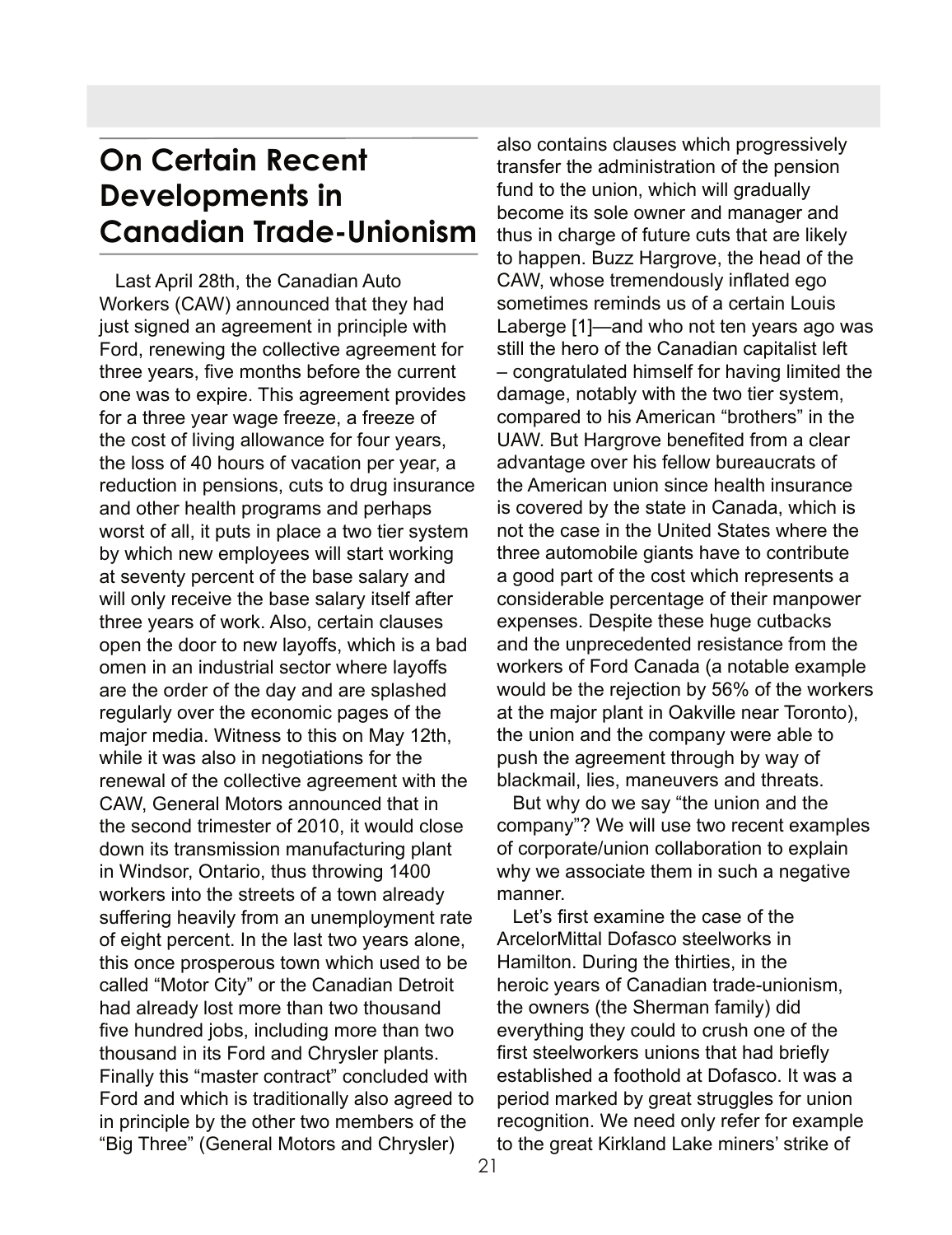## On Certain Recent Developments in Canadian Trade-Unionism

Last April 28th, the Canadian Auto Workers (CAW) announced that they had just signed an agreement in principle with Ford, renewing the collective agreement for three years, five months before the current one was to expire. This agreement provides for a three year wage freeze, a freeze of the cost of living allowance for four years, the loss of 40 hours of vacation per year, a reduction in pensions, cuts to drug insurance and other health programs and perhaps worst of all, it puts in place a two tier system by which new employees will start working at seventy percent of the base salary and will only receive the base salary itself after three years of work. Also, certain clauses open the door to new layoffs, which is a bad omen in an industrial sector where layoffs are the order of the day and are splashed regularly over the economic pages of the major media. Witness to this on May 12th, while it was also in negotiations for the renewal of the collective agreement with the CAW, General Motors announced that in the second trimester of 2010, it would close down its transmission manufacturing plant in Windsor, Ontario, thus throwing 1400 workers into the streets of a town already suffering heavily from an unemployment rate of eight percent. In the last two years alone, this once prosperous town which used to be called "Motor City" or the Canadian Detroit had already lost more than two thousand five hundred jobs, including more than two thousand in its Ford and Chrysler plants. Finally this "master contract" concluded with Ford and which is traditionally also agreed to in principle by the other two members of the "Big Three" (General Motors and Chrysler) also contains clauses which progressively transfer the administration of the pension fund to the union, which will gradually become its sole owner and manager and thus in charge of future cuts that are likely to happen. Buzz Hargrove, the head of the CAW, whose tremendously inflated ego sometimes reminds us of a certain Louis Laberge [1]—and who not ten years ago was still the hero of the Canadian capitalist left – congratulated himself for having limited the damage, notably with the two tier system, compared to his American "brothers" in the UAW. But Hargrove benefited from a clear advantage over his fellow bureaucrats of the American union since health insurance is covered by the state in Canada, which is not the case in the United States where the three automobile giants have to contribute a good part of the cost which represents a considerable percentage of their manpower expenses. Despite these huge cutbacks and the unprecedented resistance from the workers of Ford Canada (a notable example would be the rejection by 56% of the workers at the major plant in Oakville near Toronto), the union and the company were able to push the agreement through by way of blackmail, lies, maneuvers and threats.

But why do we say "the union and the company"? We will use two recent examples of corporate/union collaboration to explain why we associate them in such a negative manner.

Let's first examine the case of the ArcelorMittal Dofasco steelworks in Hamilton. During the thirties, in the heroic years of Canadian trade-unionism, the owners (the Sherman family) did everything they could to crush one of the first steelworkers unions that had briefly established a foothold at Dofasco. It was a period marked by great struggles for union recognition. We need only refer for example to the great Kirkland Lake miners' strike of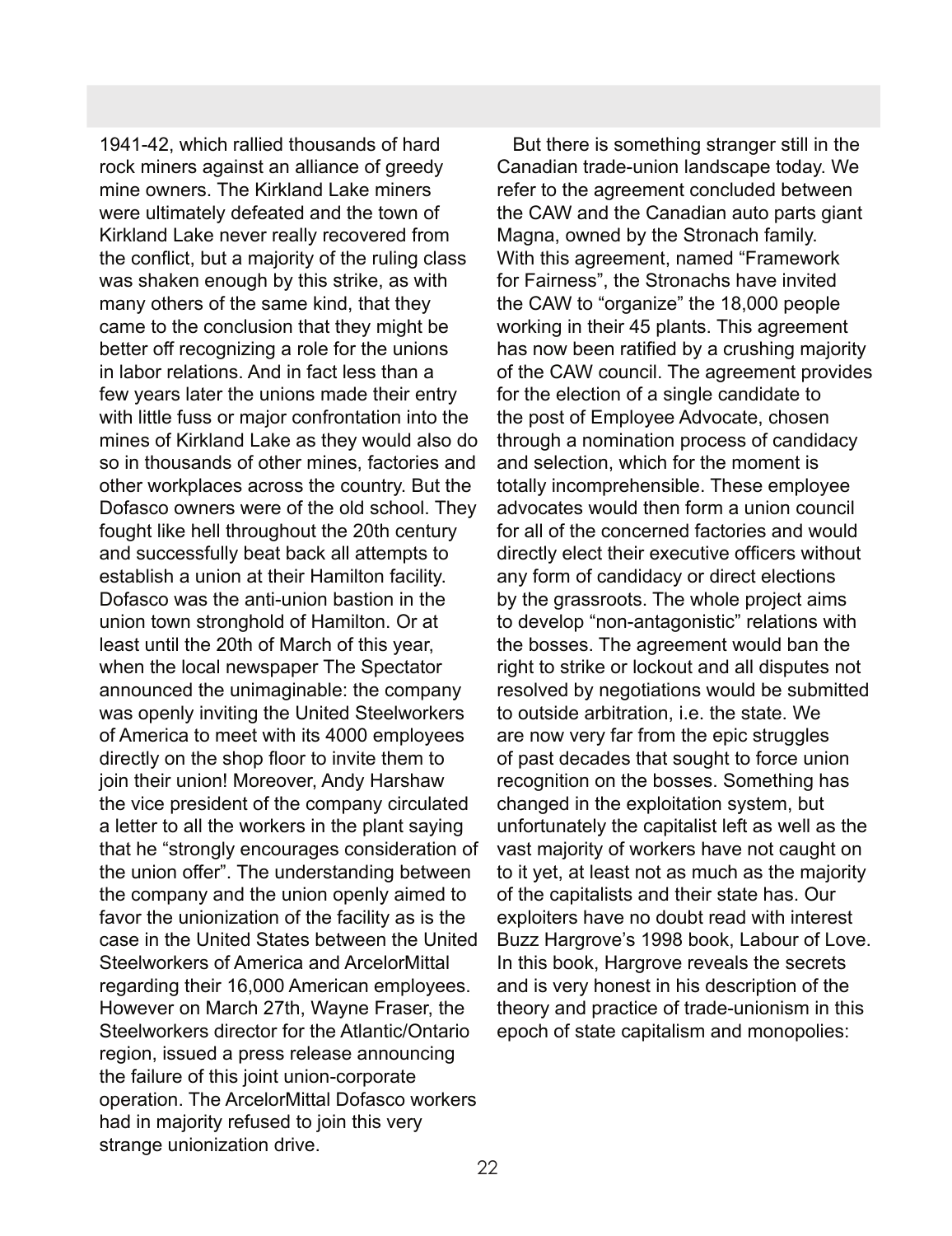1941-42, which rallied thousands of hard rock miners against an alliance of greedy mine owners. The Kirkland Lake miners were ultimately defeated and the town of Kirkland Lake never really recovered from the conflict, but a majority of the ruling class was shaken enough by this strike, as with many others of the same kind, that they came to the conclusion that they might be better off recognizing a role for the unions in labor relations. And in fact less than a few years later the unions made their entry with little fuss or major confrontation into the mines of Kirkland Lake as they would also do so in thousands of other mines, factories and other workplaces across the country. But the Dofasco owners were of the old school. They fought like hell throughout the 20th century and successfully beat back all attempts to establish a union at their Hamilton facility. Dofasco was the anti-union bastion in the union town stronghold of Hamilton. Or at least until the 20th of March of this year, when the local newspaper The Spectator announced the unimaginable: the company was openly inviting the United Steelworkers of America to meet with its 4000 employees directly on the shop floor to invite them to join their union! Moreover, Andy Harshaw the vice president of the company circulated a letter to all the workers in the plant saying that he "strongly encourages consideration of the union offer". The understanding between the company and the union openly aimed to favor the unionization of the facility as is the case in the United States between the United Steelworkers of America and ArcelorMittal regarding their 16,000 American employees. However on March 27th, Wayne Fraser, the Steelworkers director for the Atlantic/Ontario region, issued a press release announcing the failure of this joint union-corporate operation. The ArcelorMittal Dofasco workers had in majority refused to join this very strange unionization drive.

But there is something stranger still in the Canadian trade-union landscape today. We refer to the agreement concluded between the CAW and the Canadian auto parts giant Magna, owned by the Stronach family. With this agreement, named "Framework for Fairness", the Stronachs have invited the CAW to "organize" the 18,000 people working in their 45 plants. This agreement has now been ratified by a crushing majority of the CAW council. The agreement provides for the election of a single candidate to the post of Employee Advocate, chosen through a nomination process of candidacy and selection, which for the moment is totally incomprehensible. These employee advocates would then form a union council for all of the concerned factories and would directly elect their executive officers without any form of candidacy or direct elections by the grassroots. The whole project aims to develop "non-antagonistic" relations with the bosses. The agreement would ban the right to strike or lockout and all disputes not resolved by negotiations would be submitted to outside arbitration, i.e. the state. We are now very far from the epic struggles of past decades that sought to force union recognition on the bosses. Something has changed in the exploitation system, but unfortunately the capitalist left as well as the vast majority of workers have not caught on to it yet, at least not as much as the majority of the capitalists and their state has. Our exploiters have no doubt read with interest Buzz Hargrove's 1998 book, Labour of Love. In this book, Hargrove reveals the secrets and is very honest in his description of the theory and practice of trade-unionism in this epoch of state capitalism and monopolies: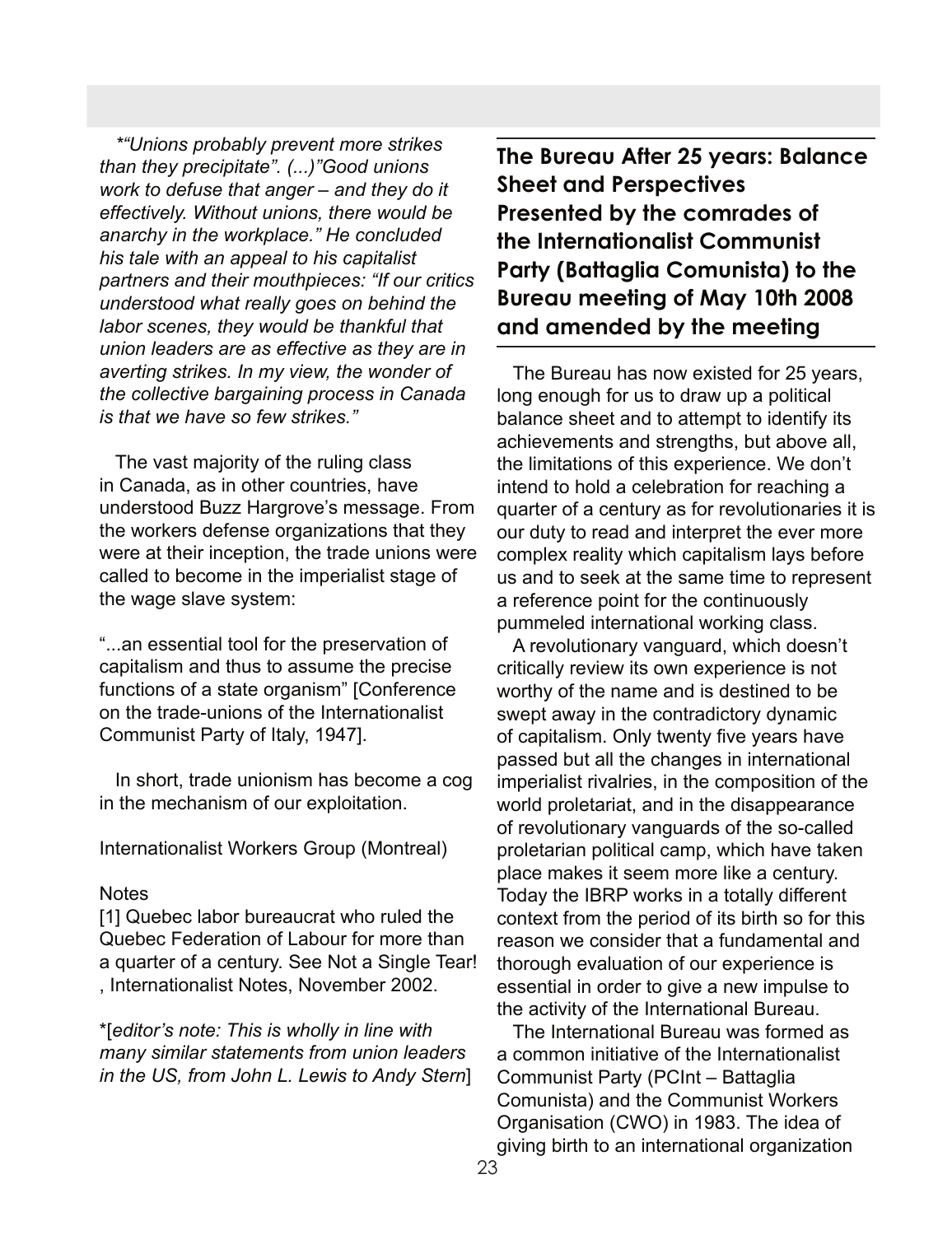*"Unions probably prevent more strikes than they precipitate". (...)"Good unions work to defuse that anger – and they do it effectively. Without unions, there would be anarchy in the workplace." He concluded his tale with an appeal to his capitalist partners and their mouthpieces: "If our critics understood what really goes on behind the labor scenes, they would be thankful that union leaders are as effective as they are in averting strikes. In my view, the wonder of the collective bargaining process in Canada is that we have so few strikes."*

The vast majority of the ruling class in Canada, as in other countries, have understood Buzz Hargrove's message. From the workers defense organizations that they were at their inception, the trade unions were called to become in the imperialist stage of the wage slave system:

"...an essential tool for the preservation of capitalism and thus to assume the precise functions of a state organism" [Conference on the trade-unions of the Internationalist Communist Party of Italy, 1947].

In short, trade unionism has become a cog in the mechanism of our exploitation.

Internationalist Workers Group (Montreal)

Notes

[1] Quebec labor bureaucrat who ruled the Quebec Federation of Labour for more than a quarter of a century. See Not a Single Tear! , Internationalist Notes, November 2002.

*[*editor's note: This is wholly in line with many similar statements from union leaders in the US, from John L. Lewis to Andy Stern*]

## The Bureau After 25 years: Balance Sheet and Perspectives Presented by the comrades of the Internationalist Communist Party (Battaglia Comunista) to the Bureau meeting of May 10th 2008 and amended by the meeting

The Bureau has now existed for 25 years, long enough for us to draw up a political balance sheet and to attempt to identify its achievements and strengths, but above all, the limitations of this experience. We don't intend to hold a celebration for reaching a quarter of a century as for revolutionaries it is our duty to read and interpret the ever more complex reality which capitalism lays before us and to seek at the same time to represent a reference point for the continuously pummeled international working class.

A revolutionary vanguard, which doesn't critically review its own experience is not worthy of the name and is destined to be swept away in the contradictory dynamic of capitalism. Only twenty five years have passed but all the changes in international imperialist rivalries, in the composition of the world proletariat, and in the disappearance of revolutionary vanguards of the so-called proletarian political camp, which have taken place makes it seem more like a century. Today the IBRP works in a totally different context from the period of its birth so for this reason we consider that a fundamental and thorough evaluation of our experience is essential in order to give a new impulse to the activity of the International Bureau.

The International Bureau was formed as a common initiative of the Internationalist Communist Party (PCInt – Battaglia Comunista) and the Communist Workers Organisation (CWO) in 1983. The idea of giving birth to an international organization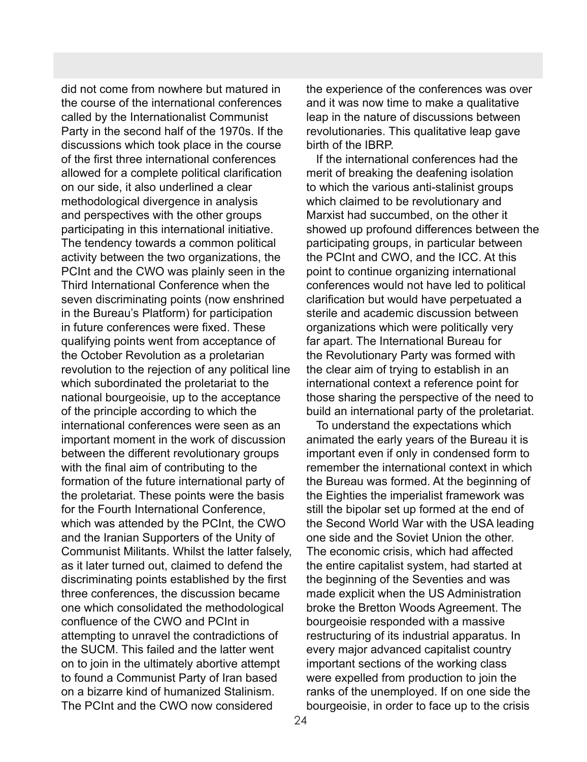did not come from nowhere but matured in the course of the international conferences called by the Internationalist Communist Party in the second half of the 1970s. If the discussions which took place in the course of the first three international conferences allowed for a complete political clarification on our side, it also underlined a clear methodological divergence in analysis and perspectives with the other groups participating in this international initiative. The tendency towards a common political activity between the two organizations, the PCInt and the CWO was plainly seen in the Third International Conference when the seven discriminating points (now enshrined in the Bureau's Platform) for participation in future conferences were fixed. These qualifying points went from acceptance of the October Revolution as a proletarian revolution to the rejection of any political line which subordinated the proletariat to the national bourgeoisie, up to the acceptance of the principle according to which the international conferences were seen as an important moment in the work of discussion between the different revolutionary groups with the final aim of contributing to the formation of the future international party of the proletariat. These points were the basis for the Fourth International Conference, which was attended by the PCInt, the CWO and the Iranian Supporters of the Unity of Communist Militants. Whilst the latter falsely, as it later turned out, claimed to defend the discriminating points established by the first three conferences, the discussion became one which consolidated the methodological confluence of the CWO and PCInt in attempting to unravel the contradictions of the SUCM. This failed and the latter went on to join in the ultimately abortive attempt to found a Communist Party of Iran based on a bizarre kind of humanized Stalinism. The PCInt and the CWO now considered the experience of the conferences was over and it was now time to make a qualitative leap in the nature of discussions between revolutionaries. This qualitative leap gave birth of the IBRP.

If the international conferences had the merit of breaking the deafening isolation to which the various anti-stalinist groups which claimed to be revolutionary and Marxist had succumbed, on the other it showed up profound differences between the participating groups, in particular between the PCInt and CWO, and the ICC. At this point to continue organizing international conferences would not have led to political clarification but would have perpetuated a sterile and academic discussion between organizations which were politically very far apart. The International Bureau for the Revolutionary Party was formed with the clear aim of trying to establish in an international context a reference point for those sharing the perspective of the need to build an international party of the proletariat.

To understand the expectations which animated the early years of the Bureau it is important even if only in condensed form to remember the international context in which the Bureau was formed. At the beginning of the Eighties the imperialist framework was still the bipolar set up formed at the end of the Second World War with the USA leading one side and the Soviet Union the other. The economic crisis, which had affected the entire capitalist system, had started at the beginning of the Seventies and was made explicit when the US Administration broke the Bretton Woods Agreement. The bourgeoisie responded with a massive restructuring of its industrial apparatus. In every major advanced capitalist country important sections of the working class were expelled from production to join the ranks of the unemployed. If on one side the bourgeoisie, in order to face up to the crisis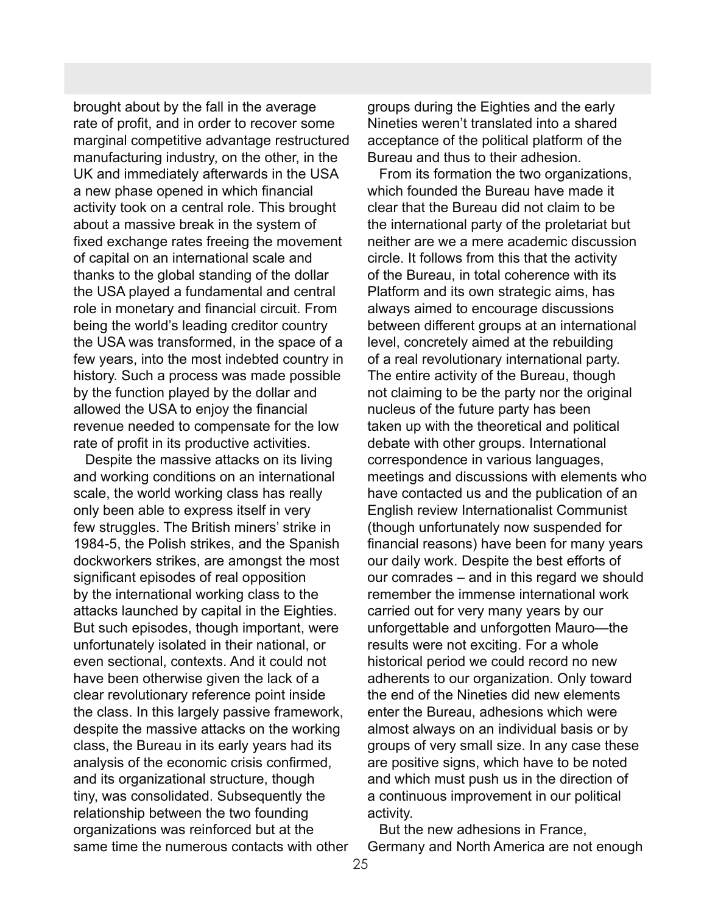brought about by the fall in the average rate of profit, and in order to recover some marginal competitive advantage restructured manufacturing industry, on the other, in the UK and immediately afterwards in the USA a new phase opened in which financial activity took on a central role. This brought about a massive break in the system of fixed exchange rates freeing the movement of capital on an international scale and thanks to the global standing of the dollar the USA played a fundamental and central role in monetary and financial circuit. From being the world's leading creditor country the USA was transformed, in the space of a few years, into the most indebted country in history. Such a process was made possible by the function played by the dollar and allowed the USA to enjoy the financial revenue needed to compensate for the low rate of profit in its productive activities.

Despite the massive attacks on its living and working conditions on an international scale, the world working class has really only been able to express itself in very few struggles. The British miners' strike in 1984-5, the Polish strikes, and the Spanish dockworkers strikes, are amongst the most significant episodes of real opposition by the international working class to the attacks launched by capital in the Eighties. But such episodes, though important, were unfortunately isolated in their national, or even sectional, contexts. And it could not have been otherwise given the lack of a clear revolutionary reference point inside the class. In this largely passive framework, despite the massive attacks on the working class, the Bureau in its early years had its analysis of the economic crisis confirmed, and its organizational structure, though tiny, was consolidated. Subsequently the relationship between the two founding organizations was reinforced but at the same time the numerous contacts with other groups during the Eighties and the early Nineties weren't translated into a shared acceptance of the political platform of the Bureau and thus to their adhesion.

From its formation the two organizations, which founded the Bureau have made it clear that the Bureau did not claim to be the international party of the proletariat but neither are we a mere academic discussion circle. It follows from this that the activity of the Bureau, in total coherence with its Platform and its own strategic aims, has always aimed to encourage discussions between different groups at an international level, concretely aimed at the rebuilding of a real revolutionary international party. The entire activity of the Bureau, though not claiming to be the party nor the original nucleus of the future party has been taken up with the theoretical and political debate with other groups. International correspondence in various languages, meetings and discussions with elements who have contacted us and the publication of an English review Internationalist Communist (though unfortunately now suspended for financial reasons) have been for many years our daily work. Despite the best efforts of our comrades – and in this regard we should remember the immense international work carried out for very many years by our unforgettable and unforgotten Mauro—the results were not exciting. For a whole historical period we could record no new adherents to our organization. Only toward the end of the Nineties did new elements enter the Bureau, adhesions which were almost always on an individual basis or by groups of very small size. In any case these are positive signs, which have to be noted and which must push us in the direction of a continuous improvement in our political activity.

But the new adhesions in France, Germany and North America are not enough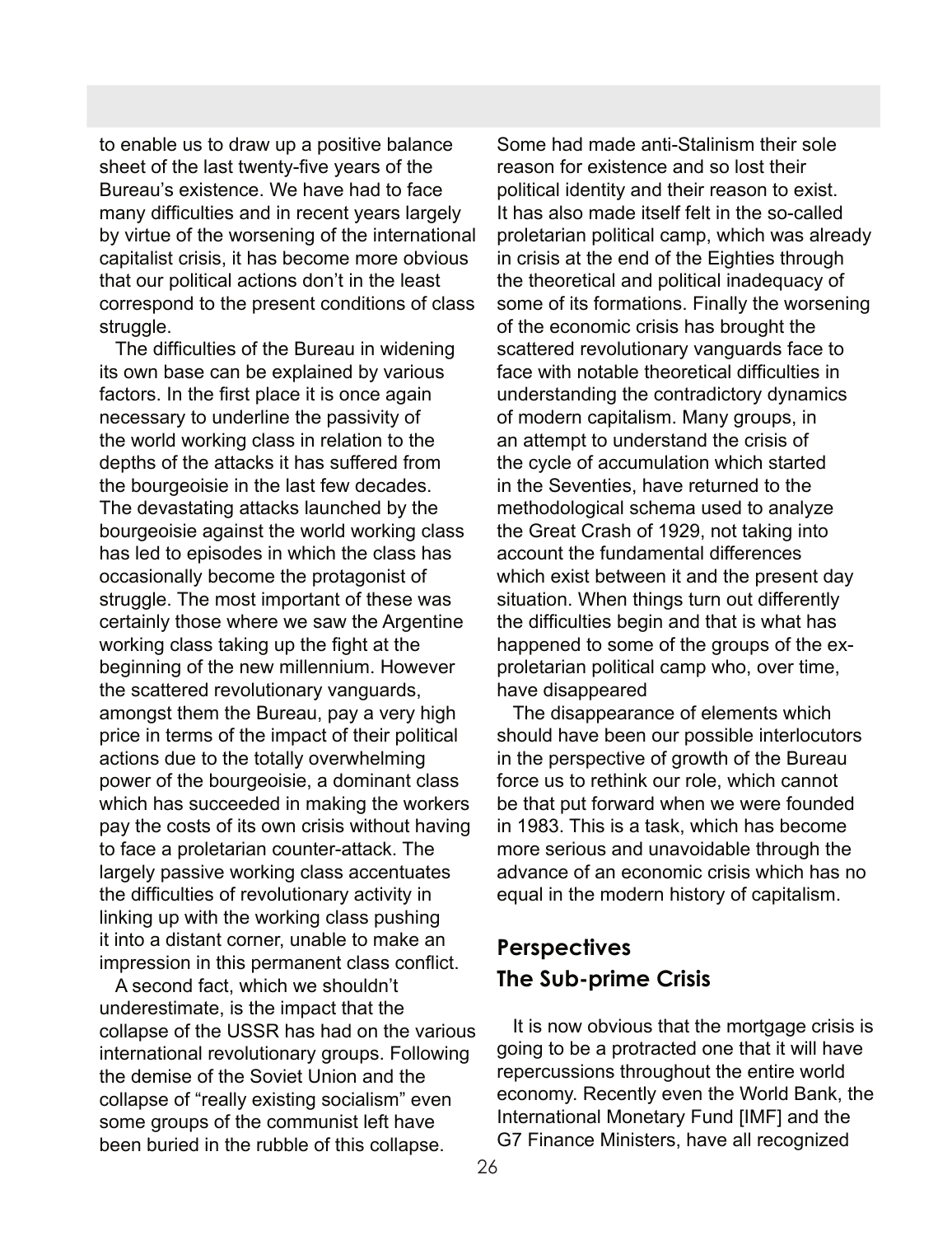to enable us to draw up a positive balance sheet of the last twenty-five years of the Bureau's existence. We have had to face many difficulties and in recent years largely by virtue of the worsening of the international capitalist crisis, it has become more obvious that our political actions don't in the least correspond to the present conditions of class struggle.

The difficulties of the Bureau in widening its own base can be explained by various factors. In the first place it is once again necessary to underline the passivity of the world working class in relation to the depths of the attacks it has suffered from the bourgeoisie in the last few decades. The devastating attacks launched by the bourgeoisie against the world working class has led to episodes in which the class has occasionally become the protagonist of struggle. The most important of these was certainly those where we saw the Argentine working class taking up the fight at the beginning of the new millennium. However the scattered revolutionary vanguards, amongst them the Bureau, pay a very high price in terms of the impact of their political actions due to the totally overwhelming power of the bourgeoisie, a dominant class which has succeeded in making the workers pay the costs of its own crisis without having to face a proletarian counter-attack. The largely passive working class accentuates the difficulties of revolutionary activity in linking up with the working class pushing it into a distant corner, unable to make an impression in this permanent class conflict.

A second fact, which we shouldn't underestimate, is the impact that the collapse of the USSR has had on the various international revolutionary groups. Following the demise of the Soviet Union and the collapse of "really existing socialism" even some groups of the communist left have been buried in the rubble of this collapse. Some had made anti-Stalinism their sole reason for existence and so lost their political identity and their reason to exist. It has also made itself felt in the so-called proletarian political camp, which was already in crisis at the end of the Eighties through the theoretical and political inadequacy of some of its formations. Finally the worsening of the economic crisis has brought the scattered revolutionary vanguards face to face with notable theoretical difficulties in understanding the contradictory dynamics of modern capitalism. Many groups, in an attempt to understand the crisis of the cycle of accumulation which started in the Seventies, have returned to the methodological schema used to analyze the Great Crash of 1929, not taking into account the fundamental differences which exist between it and the present day situation. When things turn out differently the difficulties begin and that is what has happened to some of the groups of the ex-proletarian political camp who, over time, have disappeared

The disappearance of elements which should have been our possible interlocutors in the perspective of growth of the Bureau force us to rethink our role, which cannot be that put forward when we were founded in 1983. This is a task, which has become more serious and unavoidable through the advance of an economic crisis which has no equal in the modern history of capitalism.

## Perspectives

## The Sub-prime Crisis

It is now obvious that the mortgage crisis is going to be a protracted one that it will have repercussions throughout the entire world economy. Recently even the World Bank, the International Monetary Fund [IMF] and the G7 Finance Ministers, have all recognized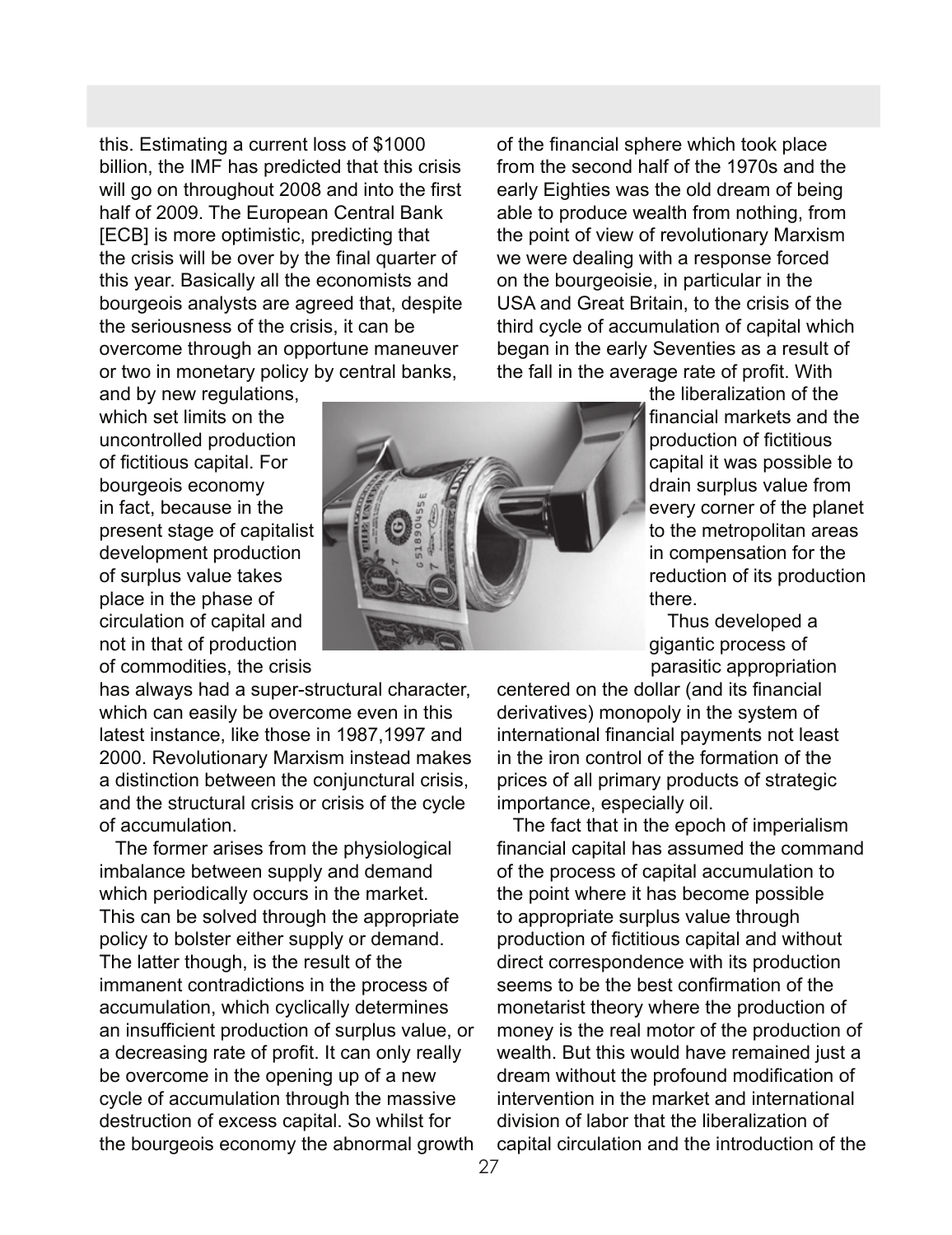this. Estimating a current loss of $1000 billion, the IMF has predicted that this crisis will go on throughout 2008 and into the first half of 2009. The European Central Bank [ECB] is more optimistic, predicting that the crisis will be over by the final quarter of this year. Basically all the economists and bourgeois analysts are agreed that, despite the seriousness of the crisis, it can be overcome through an opportune maneuver or two in monetary policy by central banks, and by new regulations, which set limits on the uncontrolled production of fictitious capital. For bourgeois economy in fact, because in the present stage of capitalist development production of surplus value takes place in the phase of circulation of capital and not in that of production of commodities, the crisis has always had a super-structural character, which can easily be overcome even in this latest instance, like those in 1987,1997 and 2000. Revolutionary Marxism instead makes a distinction between the conjunctural crisis, and the structural crisis or crisis of the cycle of accumulation.

The former arises from the physiological imbalance between supply and demand which periodically occurs in the market. This can be solved through the appropriate policy to bolster either supply or demand. The latter though, is the result of the immanent contradictions in the process of accumulation, which cyclically determines an insufficient production of surplus value, or a decreasing rate of profit. It can only really be overcome in the opening up of a new cycle of accumulation through the massive destruction of excess capital. So whilst for the bourgeois economy the abnormal growth of the financial sphere which took place from the second half of the 1970s and the early Eighties was the old dream of being able to produce wealth from nothing, from the point of view of revolutionary Marxism we were dealing with a response forced on the bourgeoisie, in particular in the USA and Great Britain, to the crisis of the third cycle of accumulation of capital which began in the early Seventies as a result of the fall in the average rate of profit. With the liberalization of the financial markets and the production of fictitious capital it was possible to drain surplus value from every corner of the planet to the metropolitan areas in compensation for the reduction of its production there.

Thus developed a gigantic process of parasitic appropriation centered on the dollar (and its financial derivatives) monopoly in the system of international financial payments not least in the iron control of the formation of the prices of all primary products of strategic importance, especially oil.

The fact that in the epoch of imperialism financial capital has assumed the command of the process of capital accumulation to the point where it has become possible to appropriate surplus value through production of fictitious capital and without direct correspondence with its production seems to be the best confirmation of the monetarist theory where the production of money is the real motor of the production of wealth. But this would have remained just a dream without the profound modification of intervention in the market and international division of labor that the liberalization of capital circulation and the introduction of the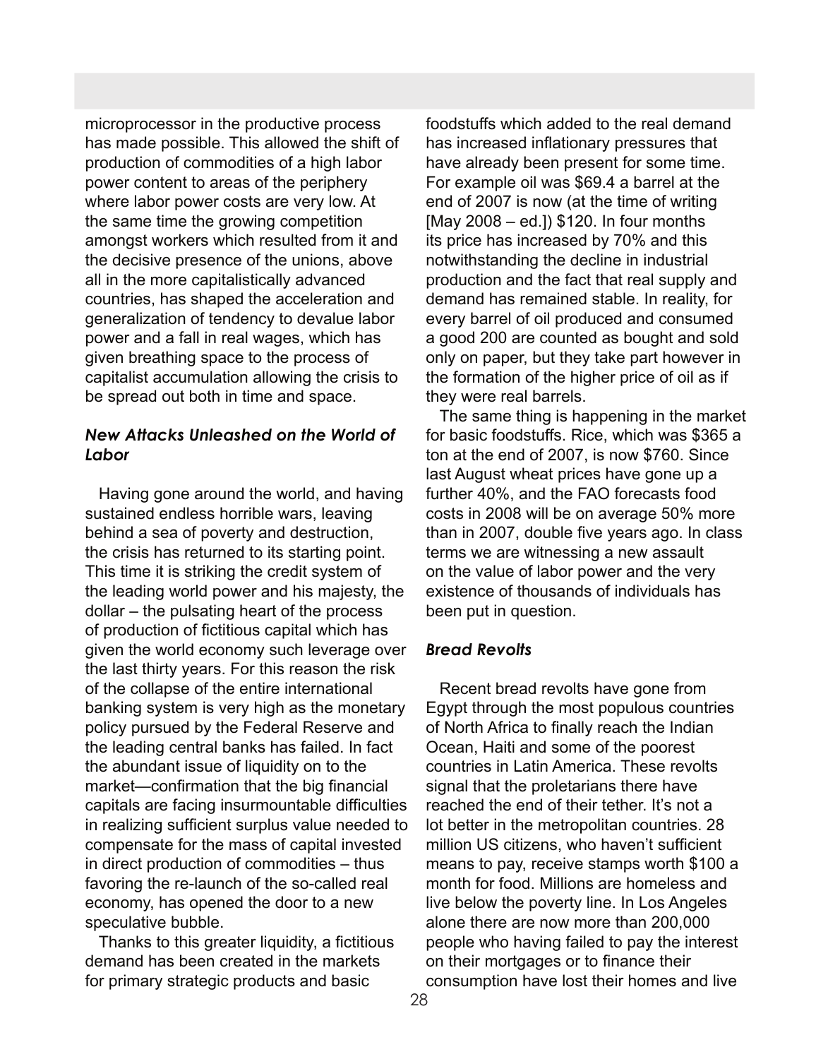microprocessor in the productive process has made possible. This allowed the shift of production of commodities of a high labor power content to areas of the periphery where labor power costs are very low. At the same time the growing competition amongst workers which resulted from it and the decisive presence of the unions, above all in the more capitalistically advanced countries, has shaped the acceleration and generalization of tendency to devalue labor power and a fall in real wages, which has given breathing space to the process of capitalist accumulation allowing the crisis to be spread out both in time and space.

### *New Attacks Unleashed on the World of Labor*

Having gone around the world, and having sustained endless horrible wars, leaving behind a sea of poverty and destruction, the crisis has returned to its starting point. This time it is striking the credit system of the leading world power and his majesty, the dollar – the pulsating heart of the process of production of fictitious capital which has given the world economy such leverage over the last thirty years. For this reason the risk of the collapse of the entire international banking system is very high as the monetary policy pursued by the Federal Reserve and the leading central banks has failed. In fact the abundant issue of liquidity on to the market—confirmation that the big financial capitals are facing insurmountable difficulties in realizing sufficient surplus value needed to compensate for the mass of capital invested in direct production of commodities – thus favoring the re-launch of the so-called real economy, has opened the door to a new speculative bubble.

Thanks to this greater liquidity, a fictitious demand has been created in the markets for primary strategic products and basic foodstuffs which added to the real demand has increased inflationary pressures that have already been present for some time. For example oil was $69.4 a barrel at the end of 2007 is now (at the time of writing [May 2008 – ed.]) $120. In four months its price has increased by 70% and this notwithstanding the decline in industrial production and the fact that real supply and demand has remained stable. In reality, for every barrel of oil produced and consumed a good 200 are counted as bought and sold only on paper, but they take part however in the formation of the higher price of oil as if they were real barrels.

The same thing is happening in the market for basic foodstuffs. Rice, which was $365 a ton at the end of 2007, is now $760. Since last August wheat prices have gone up a further 40%, and the FAO forecasts food costs in 2008 will be on average 50% more than in 2007, double five years ago. In class terms we are witnessing a new assault on the value of labor power and the very existence of thousands of individuals has been put in question.

### *Bread Revolts*

Recent bread revolts have gone from Egypt through the most populous countries of North Africa to finally reach the Indian Ocean, Haiti and some of the poorest countries in Latin America. These revolts signal that the proletarians there have reached the end of their tether. It's not a lot better in the metropolitan countries. 28 million US citizens, who haven't sufficient means to pay, receive stamps worth $100 a month for food. Millions are homeless and live below the poverty line. In Los Angeles alone there are now more than 200,000 people who having failed to pay the interest on their mortgages or to finance their consumption have lost their homes and live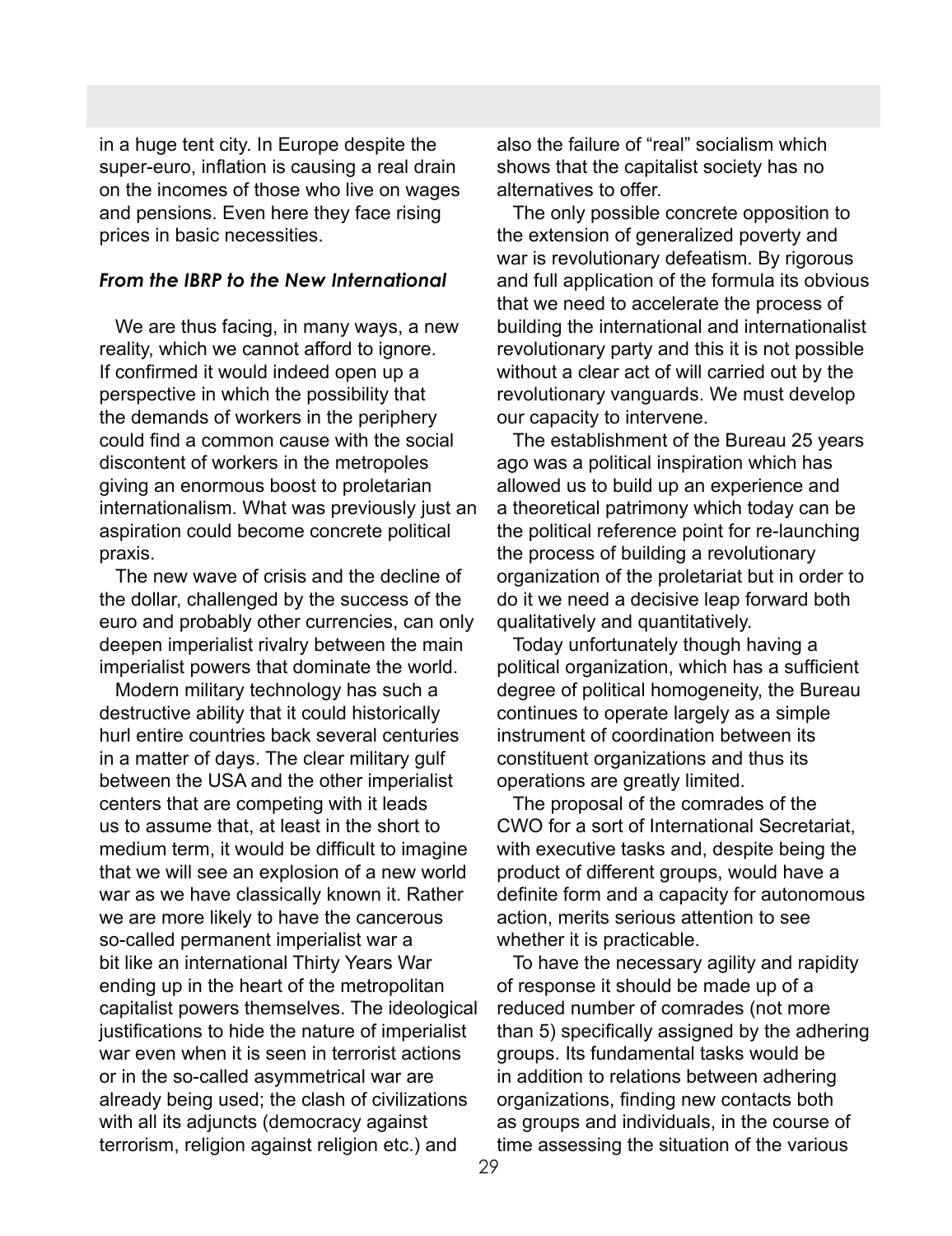in a huge tent city. In Europe despite the super-euro, inflation is causing a real drain on the incomes of those who live on wages and pensions. Even here they face rising prices in basic necessities.

### *From the IBRP to the New International*

We are thus facing, in many ways, a new reality, which we cannot afford to ignore. If confirmed it would indeed open up a perspective in which the possibility that the demands of workers in the periphery could find a common cause with the social discontent of workers in the metropoles giving an enormous boost to proletarian internationalism. What was previously just an aspiration could become concrete political praxis.

The new wave of crisis and the decline of the dollar, challenged by the success of the euro and probably other currencies, can only deepen imperialist rivalry between the main imperialist powers that dominate the world.

Modern military technology has such a destructive ability that it could historically hurl entire countries back several centuries in a matter of days. The clear military gulf between the USA and the other imperialist centers that are competing with it leads us to assume that, at least in the short to medium term, it would be difficult to imagine that we will see an explosion of a new world war as we have classically known it. Rather we are more likely to have the cancerous so-called permanent imperialist war a bit like an international Thirty Years War ending up in the heart of the metropolitan capitalist powers themselves. The ideological justifications to hide the nature of imperialist war even when it is seen in terrorist actions or in the so-called asymmetrical war are already being used; the clash of civilizations with all its adjuncts (democracy against terrorism, religion against religion etc.) and also the failure of "real" socialism which shows that the capitalist society has no alternatives to offer.

The only possible concrete opposition to the extension of generalized poverty and war is revolutionary defeatism. By rigorous and full application of the formula its obvious that we need to accelerate the process of building the international and internationalist revolutionary party and this it is not possible without a clear act of will carried out by the revolutionary vanguards. We must develop our capacity to intervene.

The establishment of the Bureau 25 years ago was a political inspiration which has allowed us to build up an experience and a theoretical patrimony which today can be the political reference point for re-launching the process of building a revolutionary organization of the proletariat but in order to do it we need a decisive leap forward both qualitatively and quantitatively.

Today unfortunately though having a political organization, which has a sufficient degree of political homogeneity, the Bureau continues to operate largely as a simple instrument of coordination between its constituent organizations and thus its operations are greatly limited.

The proposal of the comrades of the CWO for a sort of International Secretariat, with executive tasks and, despite being the product of different groups, would have a definite form and a capacity for autonomous action, merits serious attention to see whether it is practicable.

To have the necessary agility and rapidity of response it should be made up of a reduced number of comrades (not more than 5) specifically assigned by the adhering groups. Its fundamental tasks would be in addition to relations between adhering organizations, finding new contacts both as groups and individuals, in the course of time assessing the situation of the various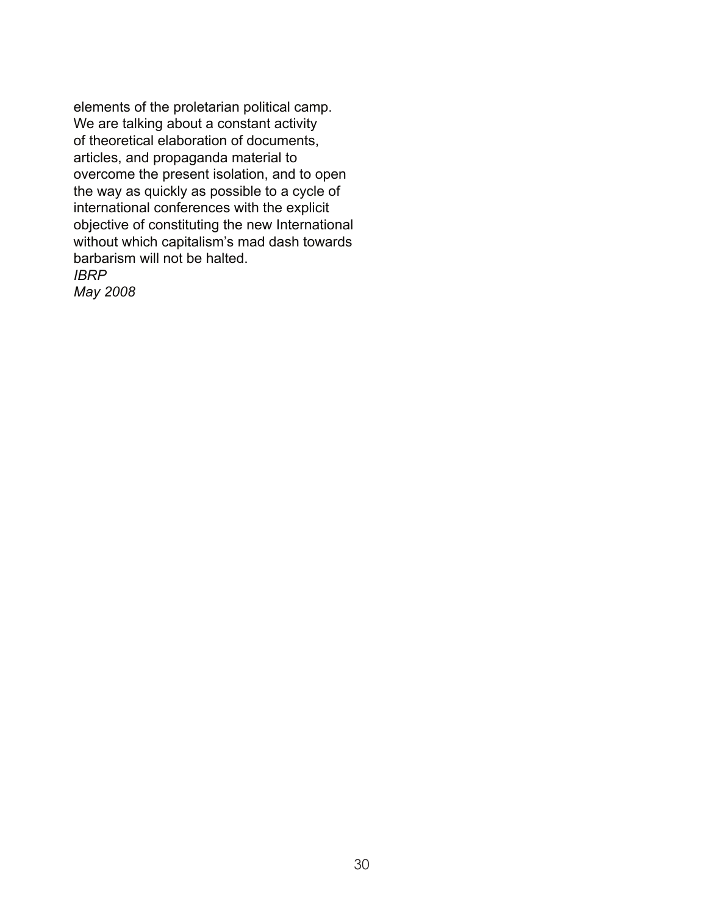elements of the proletarian political camp. We are talking about a constant activity of theoretical elaboration of documents, articles, and propaganda material to overcome the present isolation, and to open the way as quickly as possible to a cycle of international conferences with the explicit objective of constituting the new International without which capitalism's mad dash towards barbarism will not be halted.

*IBRP*

*May 2008*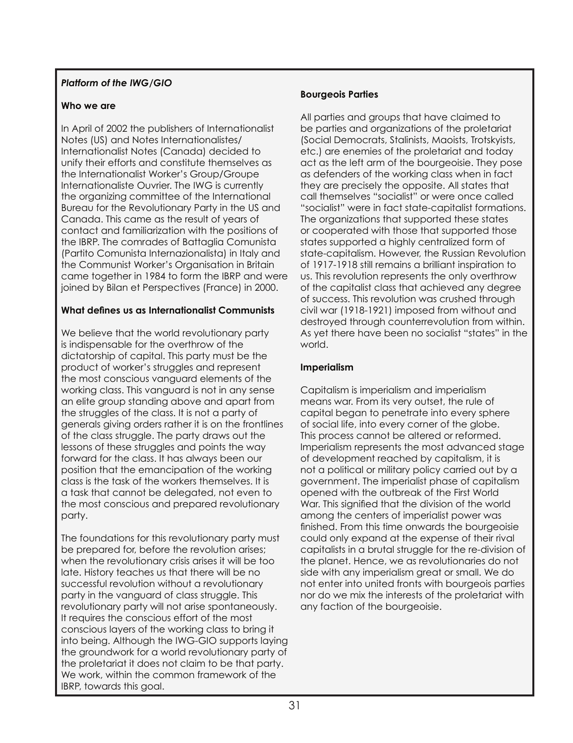*Platform of the IWG/GIO*

**Who we are**

In April of 2002 the publishers of Internationalist Notes (US) and Notes Internationalistes/ Internationalist Notes (Canada) decided to unify their efforts and constitute themselves as the Internationalist Worker's Group/Groupe Internationaliste Ouvrier. The IWG is currently the organizing committee of the International Bureau for the Revolutionary Party in the US and Canada. This came as the result of years of contact and familiarization with the positions of the IBRP. The comrades of Battaglia Comunista (Partito Comunista Internazionalista) in Italy and the Communist Worker's Organisation in Britain came together in 1984 to form the IBRP and were joined by Bilan et Perspectives (France) in 2000.

**What defines us as Internationalist Communists**

We believe that the world revolutionary party is indispensable for the overthrow of the dictatorship of capital. This party must be the product of worker's struggles and represent the most conscious vanguard elements of the working class. This vanguard is not in any sense an elite group standing above and apart from the struggles of the class. It is not a party of generals giving orders rather it is on the frontlines of the class struggle. The party draws out the lessons of these struggles and points the way forward for the class. It has always been our position that the emancipation of the working class is the task of the workers themselves. It is a task that cannot be delegated, not even to the most conscious and prepared revolutionary party.

The foundations for this revolutionary party must be prepared for, before the revolution arises; when the revolutionary crisis arises it will be too late. History teaches us that there will be no successful revolution without a revolutionary party in the vanguard of class struggle. This revolutionary party will not arise spontaneously. It requires the conscious effort of the most conscious layers of the working class to bring it into being. Although the IWG-GIO supports laying the groundwork for a world revolutionary party of the proletariat it does not claim to be that party. We work, within the common framework of the IBRP, towards this goal.

**Bourgeois Parties**

All parties and groups that have claimed to be parties and organizations of the proletariat (Social Democrats, Stalinists, Maoists, Trotskyists, etc.) are enemies of the proletariat and today act as the left arm of the bourgeoisie. They pose as defenders of the working class when in fact they are precisely the opposite. All states that call themselves "socialist" or were once called "socialist" were in fact state-capitalist formations. The organizations that supported these states or cooperated with those that supported those states supported a highly centralized form of state-capitalism. However, the Russian Revolution of 1917-1918 still remains a brilliant inspiration to us. This revolution represents the only overthrow of the capitalist class that achieved any degree of success. This revolution was crushed through civil war (1918-1921) imposed from without and destroyed through counterrevolution from within. As yet there have been no socialist "states" in the world.

**Imperialism**

Capitalism is imperialism and imperialism means war. From its very outset, the rule of capital began to penetrate into every sphere of social life, into every corner of the globe. This process cannot be altered or reformed. Imperialism represents the most advanced stage of development reached by capitalism, it is not a political or military policy carried out by a government. The imperialist phase of capitalism opened with the outbreak of the First World War. This signified that the division of the world among the centers of imperialist power was finished. From this time onwards the bourgeoisie could only expand at the expense of their rival capitalists in a brutal struggle for the re-division of the planet. Hence, we as revolutionaries do not side with any imperialism great or small. We do not enter into united fronts with bourgeois parties nor do we mix the interests of the proletariat with any faction of the bourgeoisie.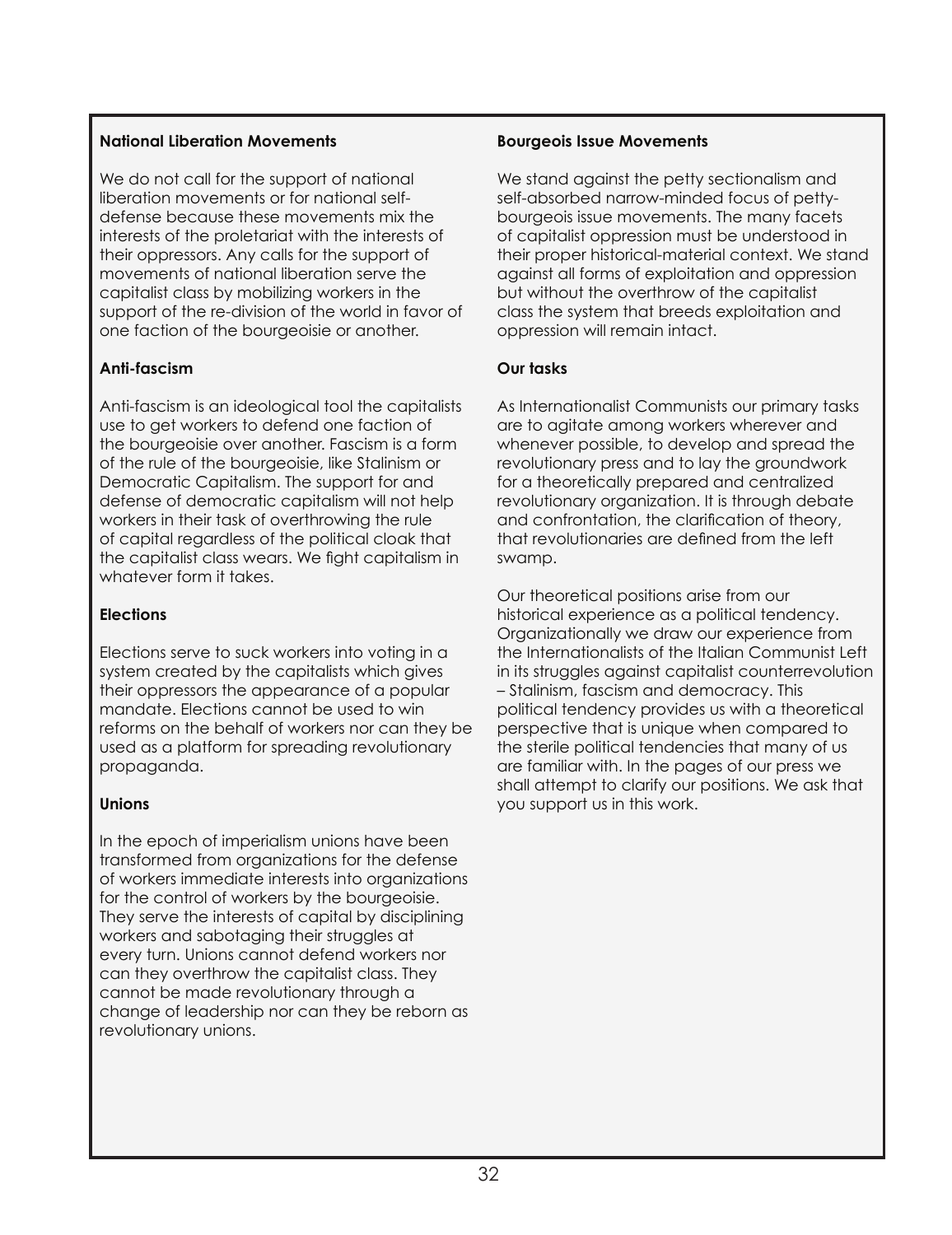### National Liberation Movements

We do not call for the support of national liberation movements or for national self-defense because these movements mix the interests of the proletariat with the interests of their oppressors. Any calls for the support of movements of national liberation serve the capitalist class by mobilizing workers in the support of the re-division of the world in favor of one faction of the bourgeoisie or another.

### Anti-fascism

Anti-fascism is an ideological tool the capitalists use to get workers to defend one faction of the bourgeoisie over another. Fascism is a form of the rule of the bourgeoisie, like Stalinism or Democratic Capitalism. The support for and defense of democratic capitalism will not help workers in their task of overthrowing the rule of capital regardless of the political cloak that the capitalist class wears. We fight capitalism in whatever form it takes.

### Elections

Elections serve to suck workers into voting in a system created by the capitalists which gives their oppressors the appearance of a popular mandate. Elections cannot be used to win reforms on the behalf of workers nor can they be used as a platform for spreading revolutionary propaganda.

### Unions

In the epoch of imperialism unions have been transformed from organizations for the defense of workers immediate interests into organizations for the control of workers by the bourgeoisie. They serve the interests of capital by disciplining workers and sabotaging their struggles at every turn. Unions cannot defend workers nor can they overthrow the capitalist class. They cannot be made revolutionary through a change of leadership nor can they be reborn as revolutionary unions.

### Bourgeois Issue Movements

We stand against the petty sectionalism and self-absorbed narrow-minded focus of petty-bourgeois issue movements. The many facets of capitalist oppression must be understood in their proper historical-material context. We stand against all forms of exploitation and oppression but without the overthrow of the capitalist class the system that breeds exploitation and oppression will remain intact.

### Our tasks

As Internationalist Communists our primary tasks are to agitate among workers wherever and whenever possible, to develop and spread the revolutionary press and to lay the groundwork for a theoretically prepared and centralized revolutionary organization. It is through debate and confrontation, the clarification of theory, that revolutionaries are defined from the left swamp.

Our theoretical positions arise from our historical experience as a political tendency. Organizationally we draw our experience from the Internationalists of the Italian Communist Left in its struggles against capitalist counterrevolution – Stalinism, fascism and democracy. This political tendency provides us with a theoretical perspective that is unique when compared to the sterile political tendencies that many of us are familiar with. In the pages of our press we shall attempt to clarify our positions. We ask that you support us in this work.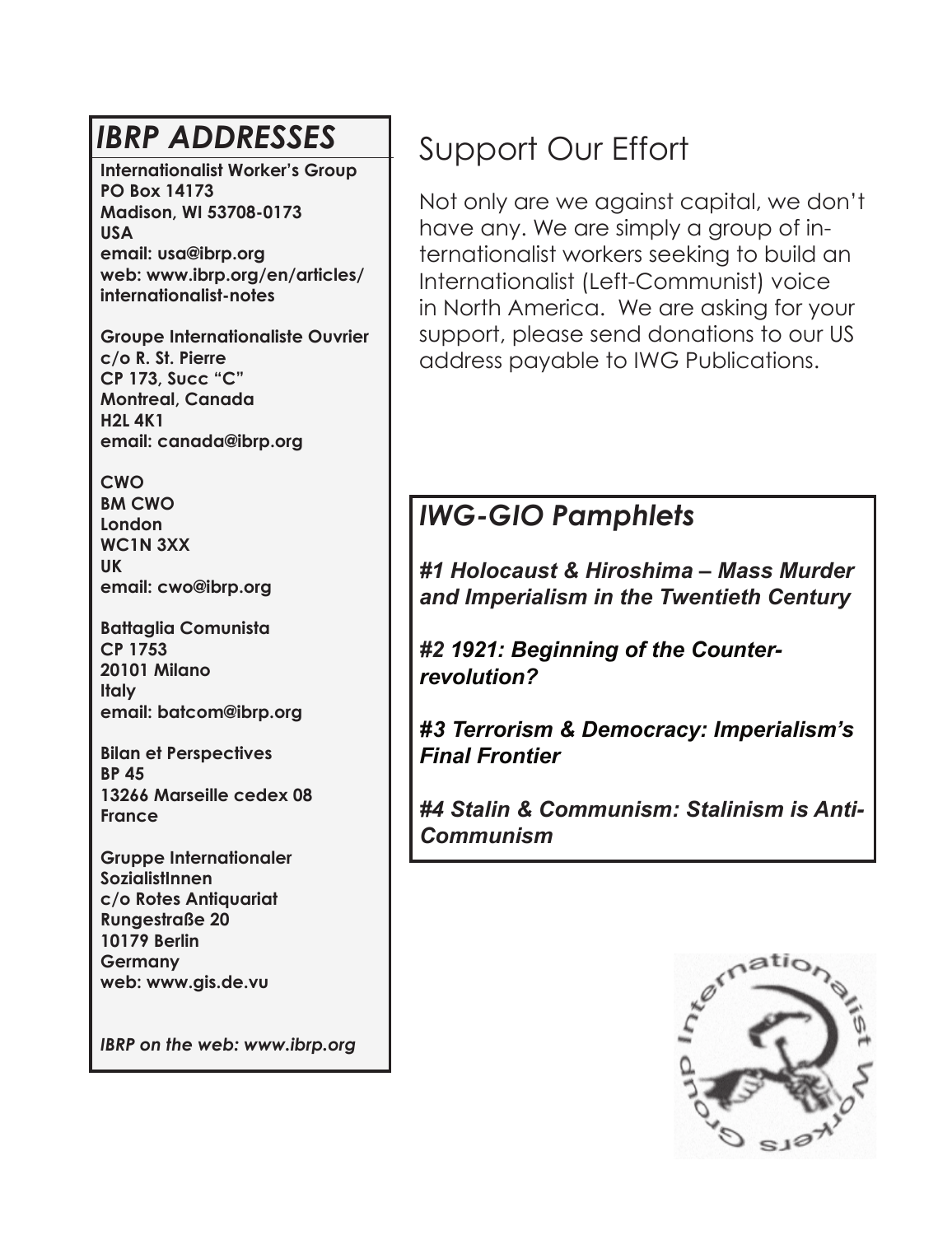## IBRP ADDRESSES

**Internationalist Worker's Group**
**PO Box 14173**
**Madison, WI 53708-0173**
**USA**
**email: usa@ibrp.org**
**web: www.ibrp.org/en/articles/internationalist-notes**

**Groupe Internationaliste Ouvrier**
**c/o R. St. Pierre**
**CP 173, Succ "C"**
**Montreal, Canada**
**H2L 4K1**
**email: canada@ibrp.org**

**CWO**
**BM CWO**
**London**
**WC1N 3XX**
**UK**
**email: cwo@ibrp.org**

**Battaglia Comunista**
**CP 1753**
**20101 Milano**
**Italy**
**email: batcom@ibrp.org**

**Bilan et Perspectives**
**BP 45**
**13266 Marseille cedex 08**
**France**

**Gruppe Internationaler SozialistInnen**
**c/o Rotes Antiquariat**
**Rungestraße 20**
**10179 Berlin**
**Germany**
**web: www.gis.de.vu**

***IBRP on the web: www.ibrp.org***

## Support Our Effort

Not only are we against capital, we don't have any. We are simply a group of internationalist workers seeking to build an Internationalist (Left-Communist) voice in North America. We are asking for your support, please send donations to our US address payable to IWG Publications.

## IWG-GIO Pamphlets

***#1 Holocaust & Hiroshima – Mass Murder and Imperialism in the Twentieth Century***

***#2 1921: Beginning of the Counter-revolution?***

***#3 Terrorism & Democracy: Imperialism's Final Frontier***

***#4 Stalin & Communism: Stalinism is Anti-Communism***

Internationalist Workers Group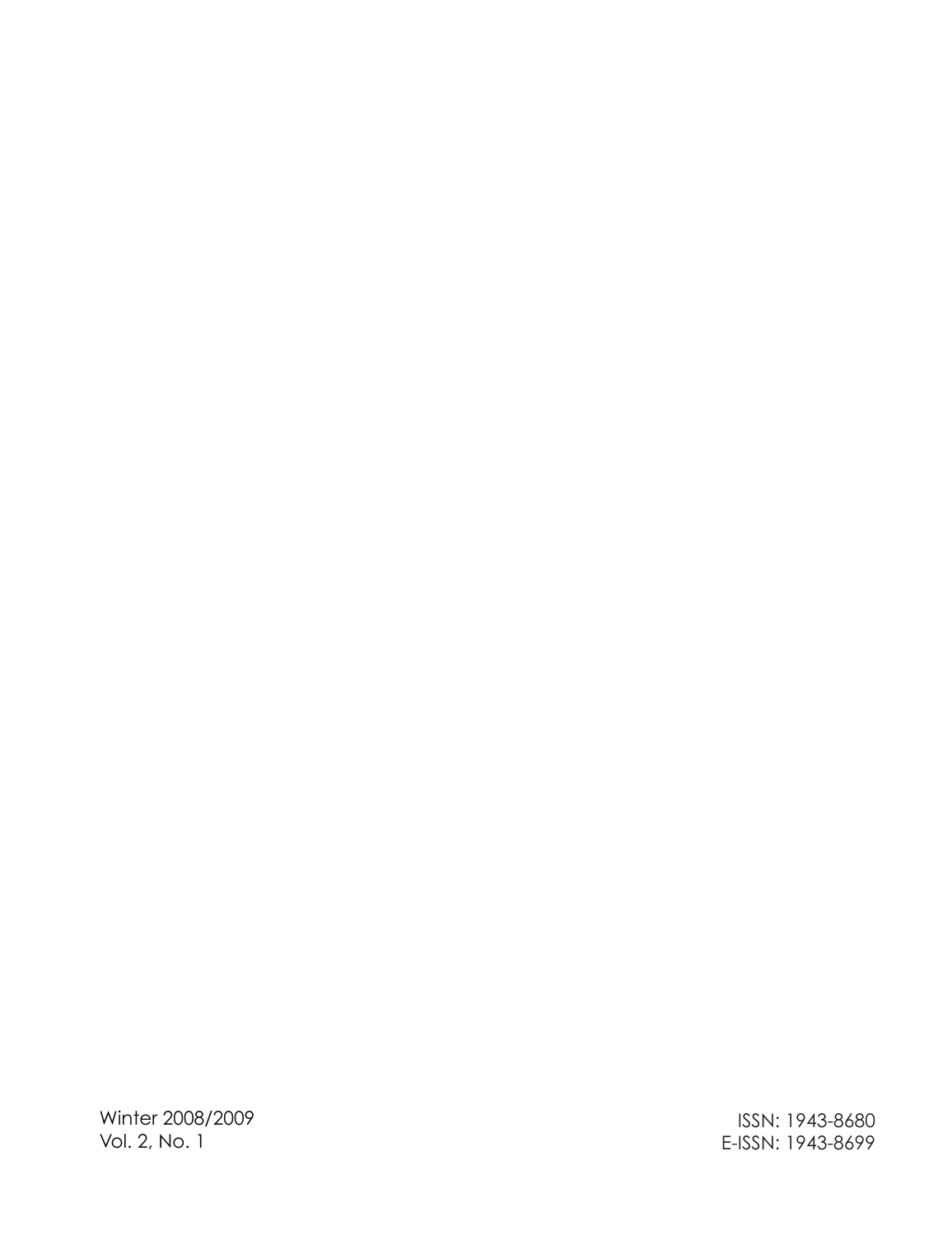Winter 2008/2009
Vol. 2, No. 1

ISSN: 1943-8680
E-ISSN: 1943-8699